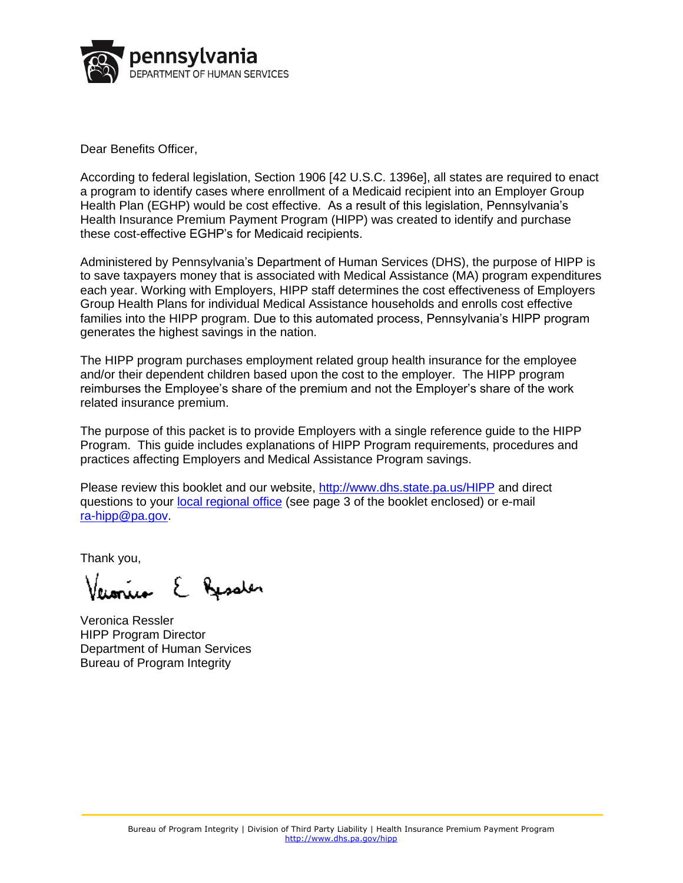pennsylvania
DEPARTMENT OF HUMAN SERVICES

Dear Benefits Officer,

According to federal legislation, Section 1906 [42 U.S.C. 1396e], all states are required to enact a program to identify cases where enrollment of a Medicaid recipient into an Employer Group Health Plan (EGHP) would be cost effective. As a result of this legislation, Pennsylvania's Health Insurance Premium Payment Program (HIPP) was created to identify and purchase these cost-effective EGHP's for Medicaid recipients.

Administered by Pennsylvania's Department of Human Services (DHS), the purpose of HIPP is to save taxpayers money that is associated with Medical Assistance (MA) program expenditures each year. Working with Employers, HIPP staff determines the cost effectiveness of Employers Group Health Plans for individual Medical Assistance households and enrolls cost effective families into the HIPP program. Due to this automated process, Pennsylvania's HIPP program generates the highest savings in the nation.

The HIPP program purchases employment related group health insurance for the employee and/or their dependent children based upon the cost to the employer. The HIPP program reimburses the Employee's share of the premium and not the Employer's share of the work related insurance premium.

The purpose of this packet is to provide Employers with a single reference guide to the HIPP Program. This guide includes explanations of HIPP Program requirements, procedures and practices affecting Employers and Medical Assistance Program savings.

Please review this booklet and our website, [http://www.dhs.state.pa.us/HIPP](http://www.dhs.state.pa.us/HIPP) and direct questions to your local regional office (see page 3 of the booklet enclosed) or e-mail [ra-hipp@pa.gov](mailto:ra-hipp@pa.gov).

Thank you,

Veronica E Ressler

Veronica Ressler
HIPP Program Director
Department of Human Services
Bureau of Program Integrity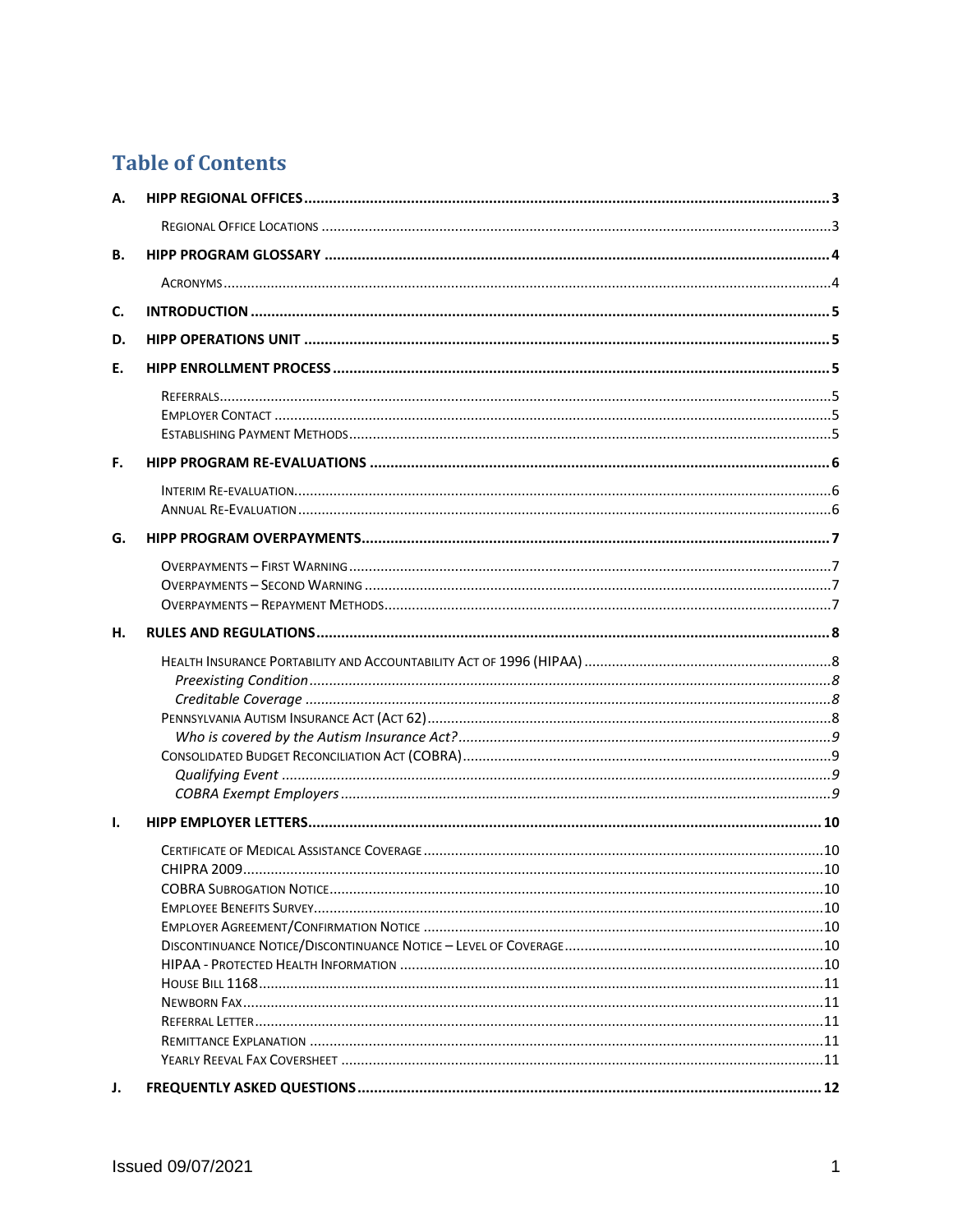# Table of Contents

**A. HIPP REGIONAL OFFICES** .......... 3

- Regional Office Locations .......... 3

**B. HIPP PROGRAM GLOSSARY** .......... 4

- Acronyms .......... 4

**C. INTRODUCTION** .......... 5

**D. HIPP OPERATIONS UNIT** .......... 5

**E. HIPP ENROLLMENT PROCESS** .......... 5

- Referrals .......... 5
- Employer Contact .......... 5
- Establishing Payment Methods .......... 5

**F. HIPP PROGRAM RE-EVALUATIONS** .......... 6

- Interim Re-evaluation .......... 6
- Annual Re-Evaluation .......... 6

**G. HIPP PROGRAM OVERPAYMENTS** .......... 7

- Overpayments – First Warning .......... 7
- Overpayments – Second Warning .......... 7
- Overpayments – Repayment Methods .......... 7

**H. RULES AND REGULATIONS** .......... 8

- Health Insurance Portability and Accountability Act of 1996 (HIPAA) .......... 8
  - *Preexisting Condition* .......... 8
  - *Creditable Coverage* .......... 8
- Pennsylvania Autism Insurance Act (Act 62) .......... 8
  - *Who is covered by the Autism Insurance Act?* .......... 9
- Consolidated Budget Reconciliation Act (COBRA) .......... 9
  - *Qualifying Event* .......... 9
  - *COBRA Exempt Employers* .......... 9

**I. HIPP EMPLOYER LETTERS** .......... 10

- Certificate of Medical Assistance Coverage .......... 10
- CHIPRA 2009 .......... 10
- COBRA Subrogation Notice .......... 10
- Employee Benefits Survey .......... 10
- Employer Agreement/Confirmation Notice .......... 10
- Discontinuance Notice/Discontinuance Notice – Level of Coverage .......... 10
- HIPAA - Protected Health Information .......... 10
- House Bill 1168 .......... 11
- Newborn Fax .......... 11
- Referral Letter .......... 11
- Remittance Explanation .......... 11
- Yearly Reeval Fax Coversheet .......... 11

**J. FREQUENTLY ASKED QUESTIONS** .......... 12

Issued 09/07/2021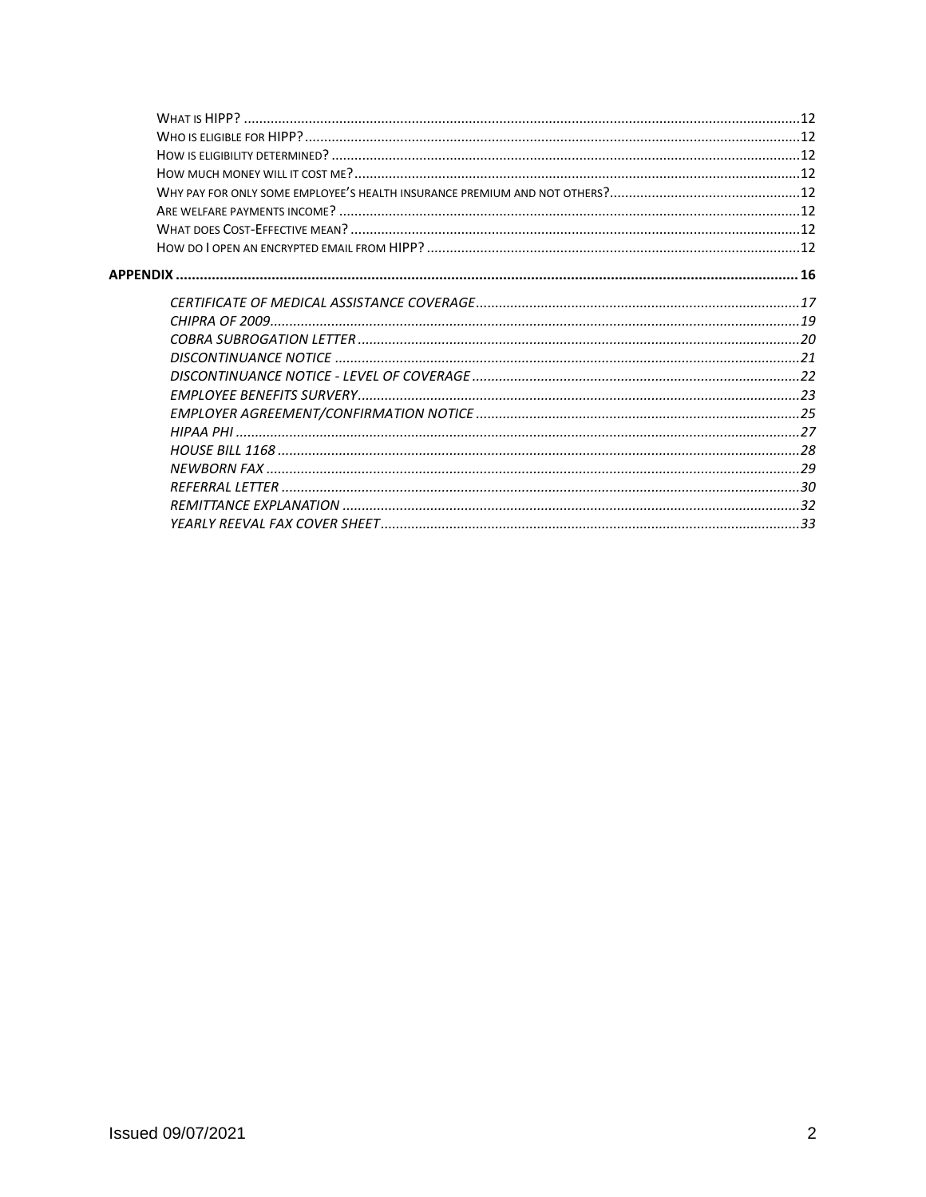What is HIPP? ..... 12
Who is eligible for HIPP? ..... 12
How is eligibility determined? ..... 12
How much money will it cost me? ..... 12
Why pay for only some employee's health insurance premium and not others? ..... 12
Are welfare payments income? ..... 12
What does Cost-Effective mean? ..... 12
How do I open an encrypted email from HIPP? ..... 12

**APPENDIX ..... 16**

*CERTIFICATE OF MEDICAL ASSISTANCE COVERAGE ..... 17*
*CHIPRA OF 2009 ..... 19*
*COBRA SUBROGATION LETTER ..... 20*
*DISCONTINUANCE NOTICE ..... 21*
*DISCONTINUANCE NOTICE - LEVEL OF COVERAGE ..... 22*
*EMPLOYEE BENEFITS SURVERY ..... 23*
*EMPLOYER AGREEMENT/CONFIRMATION NOTICE ..... 25*
*HIPAA PHI ..... 27*
*HOUSE BILL 1168 ..... 28*
*NEWBORN FAX ..... 29*
*REFERRAL LETTER ..... 30*
*REMITTANCE EXPLANATION ..... 32*
*YEARLY REEVAL FAX COVER SHEET ..... 33*

Issued 09/07/2021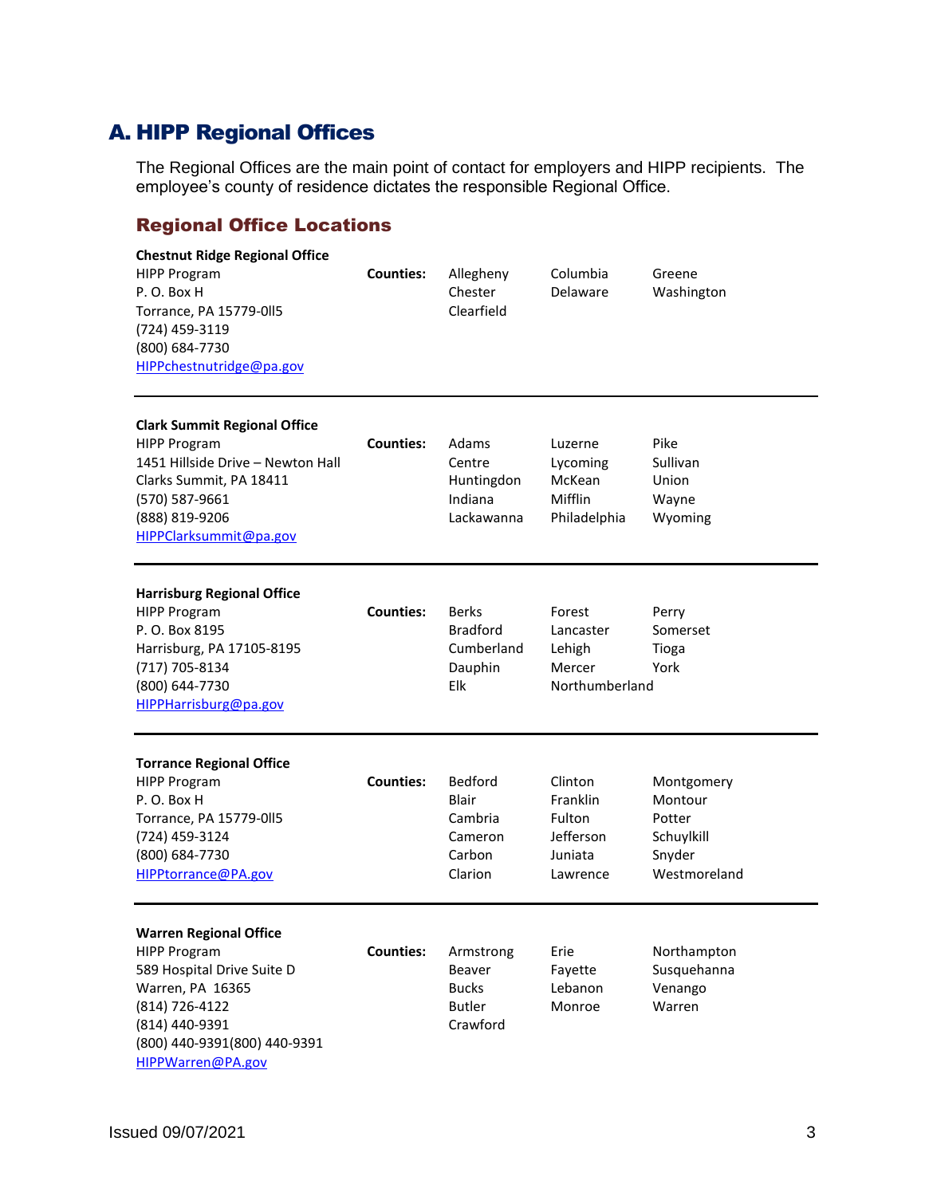## A. HIPP Regional Offices

The Regional Offices are the main point of contact for employers and HIPP recipients. The employee's county of residence dictates the responsible Regional Office.

### Regional Office Locations

**Chestnut Ridge Regional Office**
HIPP Program
P. O. Box H
Torrance, PA 15779-0ll5
(724) 459-3119
(800) 684-7730
HIPPchestnutridge@pa.gov

**Counties:** Allegheny, Chester, Clearfield, Columbia, Delaware, Greene, Washington

---

**Clark Summit Regional Office**
HIPP Program
1451 Hillside Drive – Newton Hall
Clarks Summit, PA 18411
(570) 587-9661
(888) 819-9206
HIPPClarksummit@pa.gov

**Counties:** Adams, Centre, Huntingdon, Indiana, Lackawanna, Luzerne, Lycoming, McKean, Mifflin, Philadelphia, Pike, Sullivan, Union, Wayne, Wyoming

---

**Harrisburg Regional Office**
HIPP Program
P. O. Box 8195
Harrisburg, PA 17105-8195
(717) 705-8134
(800) 644-7730
HIPPHarrisburg@pa.gov

**Counties:** Berks, Bradford, Cumberland, Dauphin, Elk, Forest, Lancaster, Lehigh, Mercer, Northumberland, Perry, Somerset, Tioga, York

---

**Torrance Regional Office**
HIPP Program
P. O. Box H
Torrance, PA 15779-0ll5
(724) 459-3124
(800) 684-7730
HIPPtorrance@PA.gov

**Counties:** Bedford, Blair, Cambria, Cameron, Carbon, Clarion, Clinton, Franklin, Fulton, Jefferson, Juniata, Lawrence, Montgomery, Montour, Potter, Schuylkill, Snyder, Westmoreland

---

**Warren Regional Office**
HIPP Program
589 Hospital Drive Suite D
Warren, PA 16365
(814) 726-4122
(814) 440-9391
(800) 440-9391(800) 440-9391
HIPPWarren@PA.gov

**Counties:** Armstrong, Beaver, Bucks, Butler, Crawford, Erie, Fayette, Lebanon, Monroe, Northampton, Susquehanna, Venango, Warren

Issued 09/07/2021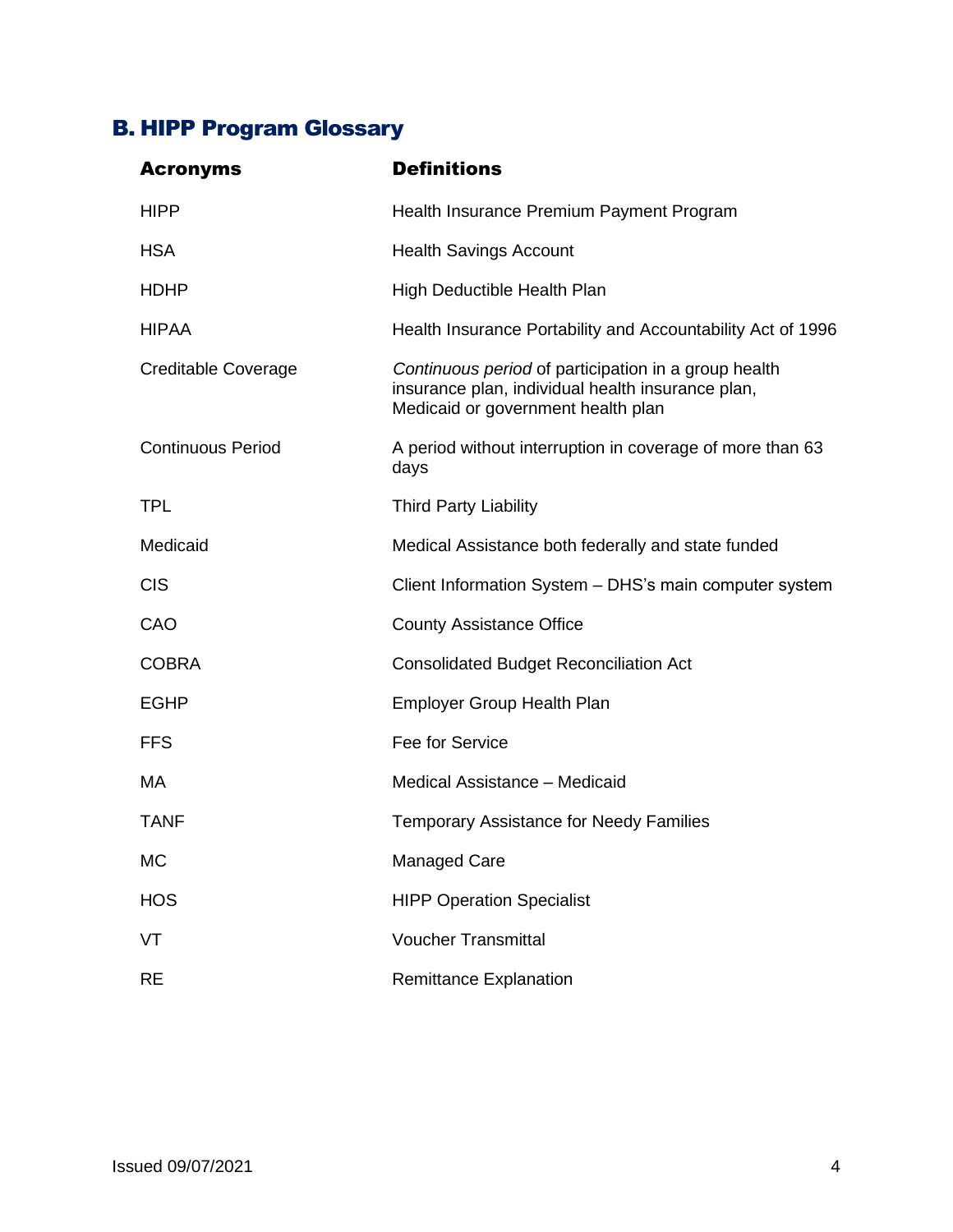## B. HIPP Program Glossary

| Acronyms | Definitions |
| --- | --- |
| HIPP | Health Insurance Premium Payment Program |
| HSA | Health Savings Account |
| HDHP | High Deductible Health Plan |
| HIPAA | Health Insurance Portability and Accountability Act of 1996 |
| Creditable Coverage | *Continuous period* of participation in a group health insurance plan, individual health insurance plan, Medicaid or government health plan |
| Continuous Period | A period without interruption in coverage of more than 63 days |
| TPL | Third Party Liability |
| Medicaid | Medical Assistance both federally and state funded |
| CIS | Client Information System – DHS's main computer system |
| CAO | County Assistance Office |
| COBRA | Consolidated Budget Reconciliation Act |
| EGHP | Employer Group Health Plan |
| FFS | Fee for Service |
| MA | Medical Assistance – Medicaid |
| TANF | Temporary Assistance for Needy Families |
| MC | Managed Care |
| HOS | HIPP Operation Specialist |
| VT | Voucher Transmittal |
| RE | Remittance Explanation |

Issued 09/07/2021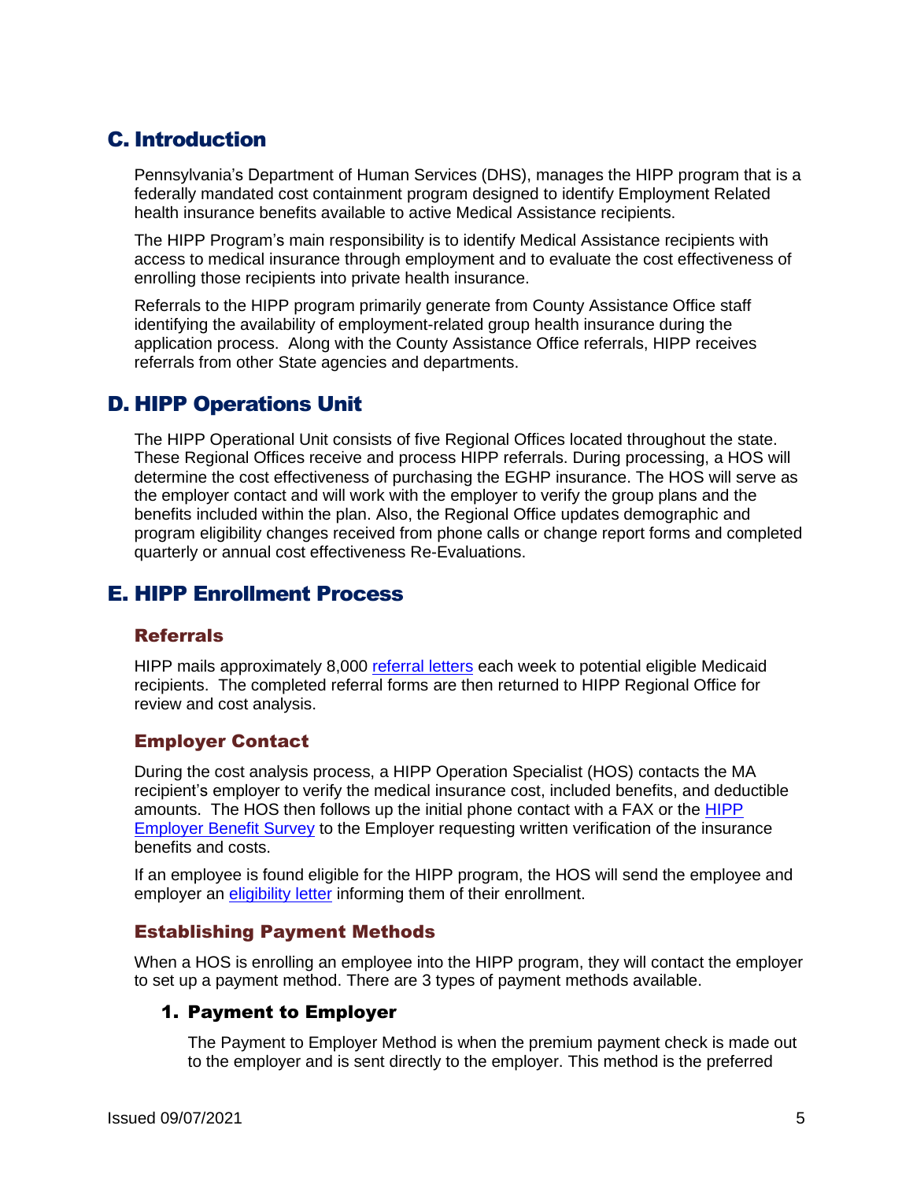## C. Introduction

Pennsylvania's Department of Human Services (DHS), manages the HIPP program that is a federally mandated cost containment program designed to identify Employment Related health insurance benefits available to active Medical Assistance recipients.

The HIPP Program's main responsibility is to identify Medical Assistance recipients with access to medical insurance through employment and to evaluate the cost effectiveness of enrolling those recipients into private health insurance.

Referrals to the HIPP program primarily generate from County Assistance Office staff identifying the availability of employment-related group health insurance during the application process. Along with the County Assistance Office referrals, HIPP receives referrals from other State agencies and departments.

## D. HIPP Operations Unit

The HIPP Operational Unit consists of five Regional Offices located throughout the state. These Regional Offices receive and process HIPP referrals. During processing, a HOS will determine the cost effectiveness of purchasing the EGHP insurance. The HOS will serve as the employer contact and will work with the employer to verify the group plans and the benefits included within the plan. Also, the Regional Office updates demographic and program eligibility changes received from phone calls or change report forms and completed quarterly or annual cost effectiveness Re-Evaluations.

## E. HIPP Enrollment Process

### Referrals

HIPP mails approximately 8,000 referral letters each week to potential eligible Medicaid recipients. The completed referral forms are then returned to HIPP Regional Office for review and cost analysis.

### Employer Contact

During the cost analysis process, a HIPP Operation Specialist (HOS) contacts the MA recipient's employer to verify the medical insurance cost, included benefits, and deductible amounts. The HOS then follows up the initial phone contact with a FAX or the HIPP Employer Benefit Survey to the Employer requesting written verification of the insurance benefits and costs.

If an employee is found eligible for the HIPP program, the HOS will send the employee and employer an eligibility letter informing them of their enrollment.

### Establishing Payment Methods

When a HOS is enrolling an employee into the HIPP program, they will contact the employer to set up a payment method. There are 3 types of payment methods available.

#### 1. Payment to Employer

The Payment to Employer Method is when the premium payment check is made out to the employer and is sent directly to the employer. This method is the preferred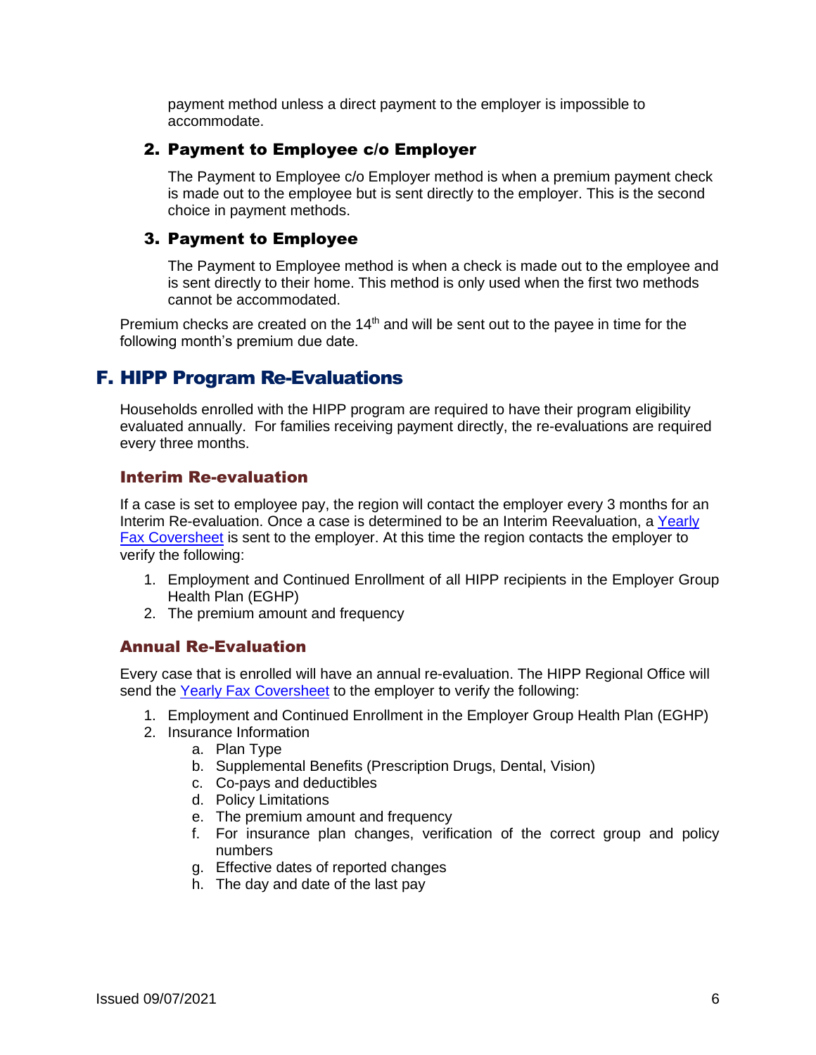payment method unless a direct payment to the employer is impossible to accommodate.

### 2. Payment to Employee c/o Employer

The Payment to Employee c/o Employer method is when a premium payment check is made out to the employee but is sent directly to the employer. This is the second choice in payment methods.

### 3. Payment to Employee

The Payment to Employee method is when a check is made out to the employee and is sent directly to their home. This method is only used when the first two methods cannot be accommodated.

Premium checks are created on the 14th and will be sent out to the payee in time for the following month's premium due date.

## F. HIPP Program Re-Evaluations

Households enrolled with the HIPP program are required to have their program eligibility evaluated annually. For families receiving payment directly, the re-evaluations are required every three months.

### Interim Re-evaluation

If a case is set to employee pay, the region will contact the employer every 3 months for an Interim Re-evaluation. Once a case is determined to be an Interim Reevaluation, a Yearly Fax Coversheet is sent to the employer. At this time the region contacts the employer to verify the following:

1. Employment and Continued Enrollment of all HIPP recipients in the Employer Group Health Plan (EGHP)
2. The premium amount and frequency

### Annual Re-Evaluation

Every case that is enrolled will have an annual re-evaluation. The HIPP Regional Office will send the Yearly Fax Coversheet to the employer to verify the following:

1. Employment and Continued Enrollment in the Employer Group Health Plan (EGHP)
2. Insurance Information
   a. Plan Type
   b. Supplemental Benefits (Prescription Drugs, Dental, Vision)
   c. Co-pays and deductibles
   d. Policy Limitations
   e. The premium amount and frequency
   f. For insurance plan changes, verification of the correct group and policy numbers
   g. Effective dates of reported changes
   h. The day and date of the last pay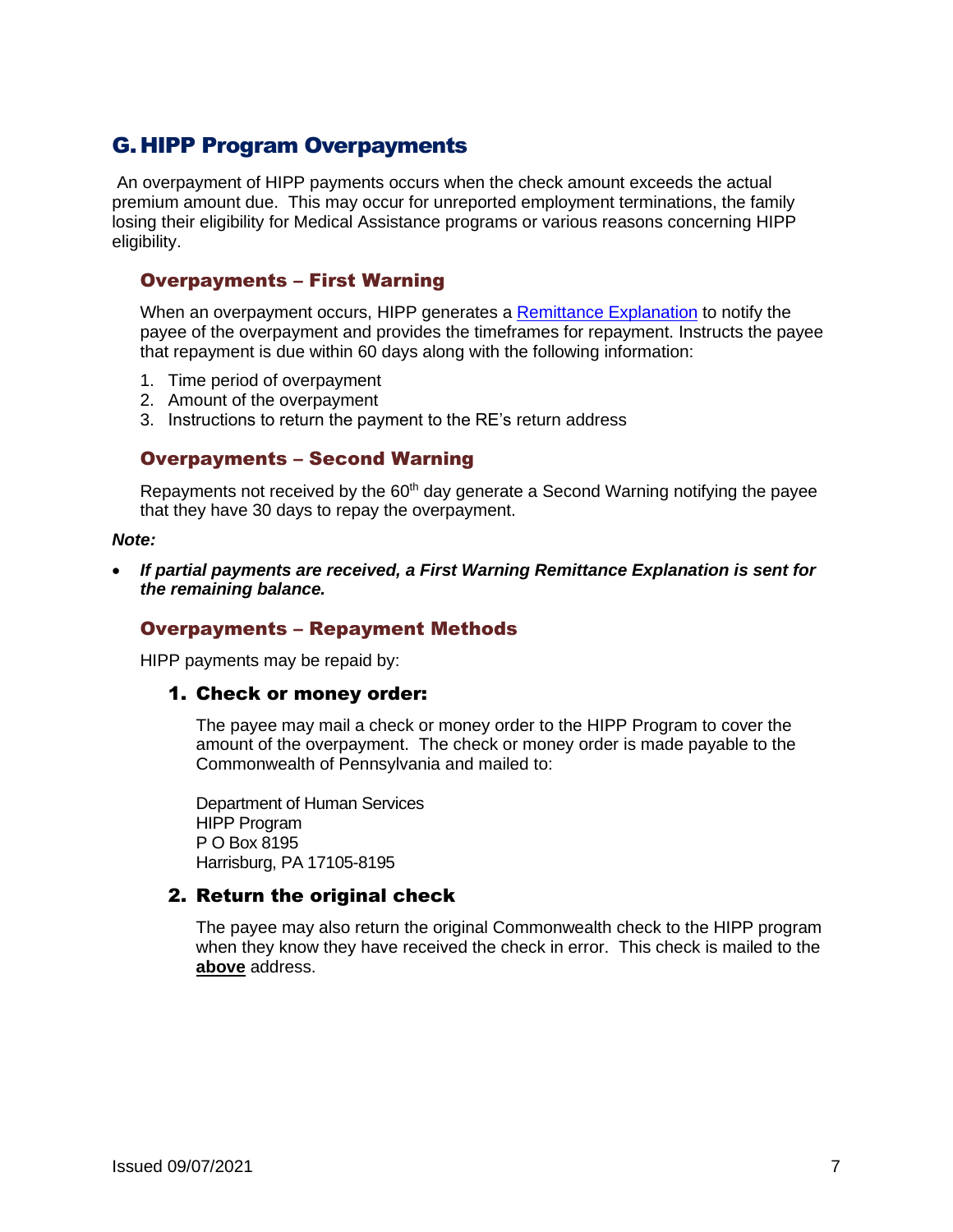## G. HIPP Program Overpayments

An overpayment of HIPP payments occurs when the check amount exceeds the actual premium amount due. This may occur for unreported employment terminations, the family losing their eligibility for Medical Assistance programs or various reasons concerning HIPP eligibility.

### Overpayments – First Warning

When an overpayment occurs, HIPP generates a [Remittance Explanation](#) to notify the payee of the overpayment and provides the timeframes for repayment. Instructs the payee that repayment is due within 60 days along with the following information:

1. Time period of overpayment
2. Amount of the overpayment
3. Instructions to return the payment to the RE's return address

### Overpayments – Second Warning

Repayments not received by the 60th day generate a Second Warning notifying the payee that they have 30 days to repay the overpayment.

***Note:***

- ***If partial payments are received, a First Warning Remittance Explanation is sent for the remaining balance.***

### Overpayments – Repayment Methods

HIPP payments may be repaid by:

#### 1. Check or money order:

The payee may mail a check or money order to the HIPP Program to cover the amount of the overpayment. The check or money order is made payable to the Commonwealth of Pennsylvania and mailed to:

Department of Human Services
HIPP Program
P O Box 8195
Harrisburg, PA 17105-8195

#### 2. Return the original check

The payee may also return the original Commonwealth check to the HIPP program when they know they have received the check in error. This check is mailed to the **above** address.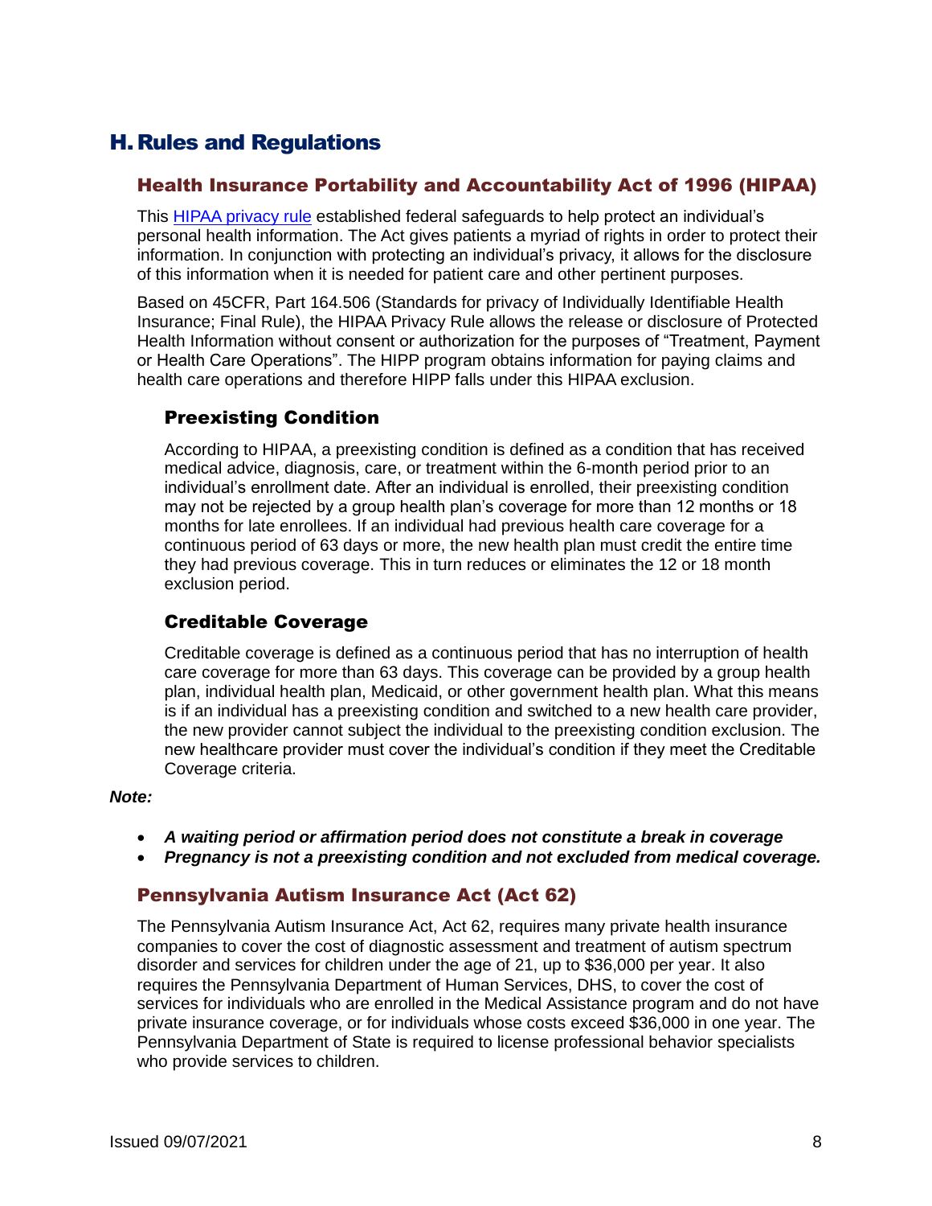## H. Rules and Regulations

### Health Insurance Portability and Accountability Act of 1996 (HIPAA)

This [HIPAA privacy rule](#) established federal safeguards to help protect an individual's personal health information. The Act gives patients a myriad of rights in order to protect their information. In conjunction with protecting an individual's privacy, it allows for the disclosure of this information when it is needed for patient care and other pertinent purposes.

Based on 45CFR, Part 164.506 (Standards for privacy of Individually Identifiable Health Insurance; Final Rule), the HIPAA Privacy Rule allows the release or disclosure of Protected Health Information without consent or authorization for the purposes of "Treatment, Payment or Health Care Operations". The HIPP program obtains information for paying claims and health care operations and therefore HIPP falls under this HIPAA exclusion.

#### Preexisting Condition

According to HIPAA, a preexisting condition is defined as a condition that has received medical advice, diagnosis, care, or treatment within the 6-month period prior to an individual's enrollment date. After an individual is enrolled, their preexisting condition may not be rejected by a group health plan's coverage for more than 12 months or 18 months for late enrollees. If an individual had previous health care coverage for a continuous period of 63 days or more, the new health plan must credit the entire time they had previous coverage. This in turn reduces or eliminates the 12 or 18 month exclusion period.

#### Creditable Coverage

Creditable coverage is defined as a continuous period that has no interruption of health care coverage for more than 63 days. This coverage can be provided by a group health plan, individual health plan, Medicaid, or other government health plan. What this means is if an individual has a preexisting condition and switched to a new health care provider, the new provider cannot subject the individual to the preexisting condition exclusion. The new healthcare provider must cover the individual's condition if they meet the Creditable Coverage criteria.

***Note:***

- ***A waiting period or affirmation period does not constitute a break in coverage***
- ***Pregnancy is not a preexisting condition and not excluded from medical coverage.***

### Pennsylvania Autism Insurance Act (Act 62)

The Pennsylvania Autism Insurance Act, Act 62, requires many private health insurance companies to cover the cost of diagnostic assessment and treatment of autism spectrum disorder and services for children under the age of 21, up to $36,000 per year. It also requires the Pennsylvania Department of Human Services, DHS, to cover the cost of services for individuals who are enrolled in the Medical Assistance program and do not have private insurance coverage, or for individuals whose costs exceed $36,000 in one year. The Pennsylvania Department of State is required to license professional behavior specialists who provide services to children.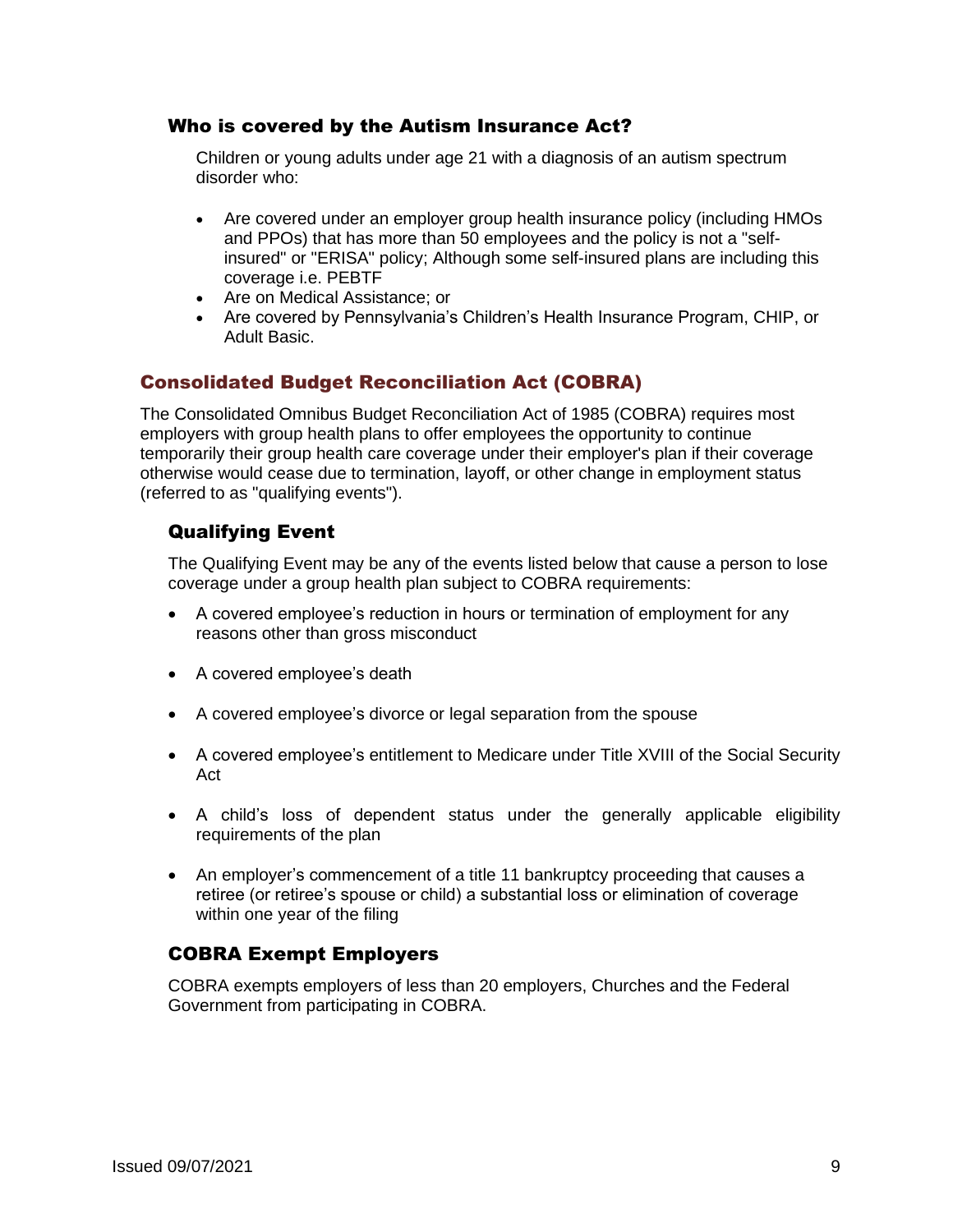### Who is covered by the Autism Insurance Act?

Children or young adults under age 21 with a diagnosis of an autism spectrum disorder who:

- Are covered under an employer group health insurance policy (including HMOs and PPOs) that has more than 50 employees and the policy is not a "self-insured" or "ERISA" policy; Although some self-insured plans are including this coverage i.e. PEBTF
- Are on Medical Assistance; or
- Are covered by Pennsylvania's Children's Health Insurance Program, CHIP, or Adult Basic.

## Consolidated Budget Reconciliation Act (COBRA)

The Consolidated Omnibus Budget Reconciliation Act of 1985 (COBRA) requires most employers with group health plans to offer employees the opportunity to continue temporarily their group health care coverage under their employer's plan if their coverage otherwise would cease due to termination, layoff, or other change in employment status (referred to as "qualifying events").

### Qualifying Event

The Qualifying Event may be any of the events listed below that cause a person to lose coverage under a group health plan subject to COBRA requirements:

- A covered employee's reduction in hours or termination of employment for any reasons other than gross misconduct
- A covered employee's death
- A covered employee's divorce or legal separation from the spouse
- A covered employee's entitlement to Medicare under Title XVIII of the Social Security Act
- A child's loss of dependent status under the generally applicable eligibility requirements of the plan
- An employer's commencement of a title 11 bankruptcy proceeding that causes a retiree (or retiree's spouse or child) a substantial loss or elimination of coverage within one year of the filing

### COBRA Exempt Employers

COBRA exempts employers of less than 20 employers, Churches and the Federal Government from participating in COBRA.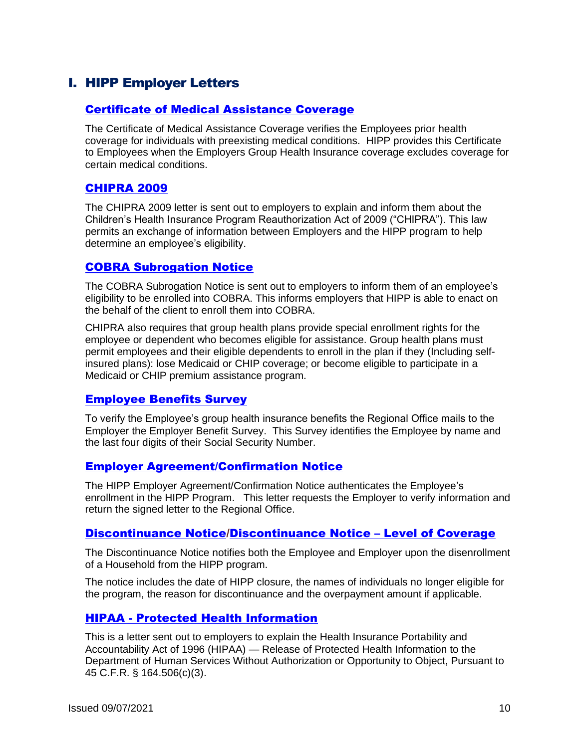# I. HIPP Employer Letters

## Certificate of Medical Assistance Coverage

The Certificate of Medical Assistance Coverage verifies the Employees prior health coverage for individuals with preexisting medical conditions. HIPP provides this Certificate to Employees when the Employers Group Health Insurance coverage excludes coverage for certain medical conditions.

## CHIPRA 2009

The CHIPRA 2009 letter is sent out to employers to explain and inform them about the Children's Health Insurance Program Reauthorization Act of 2009 ("CHIPRA"). This law permits an exchange of information between Employers and the HIPP program to help determine an employee's eligibility.

## COBRA Subrogation Notice

The COBRA Subrogation Notice is sent out to employers to inform them of an employee's eligibility to be enrolled into COBRA. This informs employers that HIPP is able to enact on the behalf of the client to enroll them into COBRA.

CHIPRA also requires that group health plans provide special enrollment rights for the employee or dependent who becomes eligible for assistance. Group health plans must permit employees and their eligible dependents to enroll in the plan if they (Including self-insured plans): lose Medicaid or CHIP coverage; or become eligible to participate in a Medicaid or CHIP premium assistance program.

## Employee Benefits Survey

To verify the Employee's group health insurance benefits the Regional Office mails to the Employer the Employer Benefit Survey. This Survey identifies the Employee by name and the last four digits of their Social Security Number.

## Employer Agreement/Confirmation Notice

The HIPP Employer Agreement/Confirmation Notice authenticates the Employee's enrollment in the HIPP Program. This letter requests the Employer to verify information and return the signed letter to the Regional Office.

## Discontinuance Notice/Discontinuance Notice – Level of Coverage

The Discontinuance Notice notifies both the Employee and Employer upon the disenrollment of a Household from the HIPP program.

The notice includes the date of HIPP closure, the names of individuals no longer eligible for the program, the reason for discontinuance and the overpayment amount if applicable.

## HIPAA - Protected Health Information

This is a letter sent out to employers to explain the Health Insurance Portability and Accountability Act of 1996 (HIPAA) — Release of Protected Health Information to the Department of Human Services Without Authorization or Opportunity to Object, Pursuant to 45 C.F.R. § 164.506(c)(3).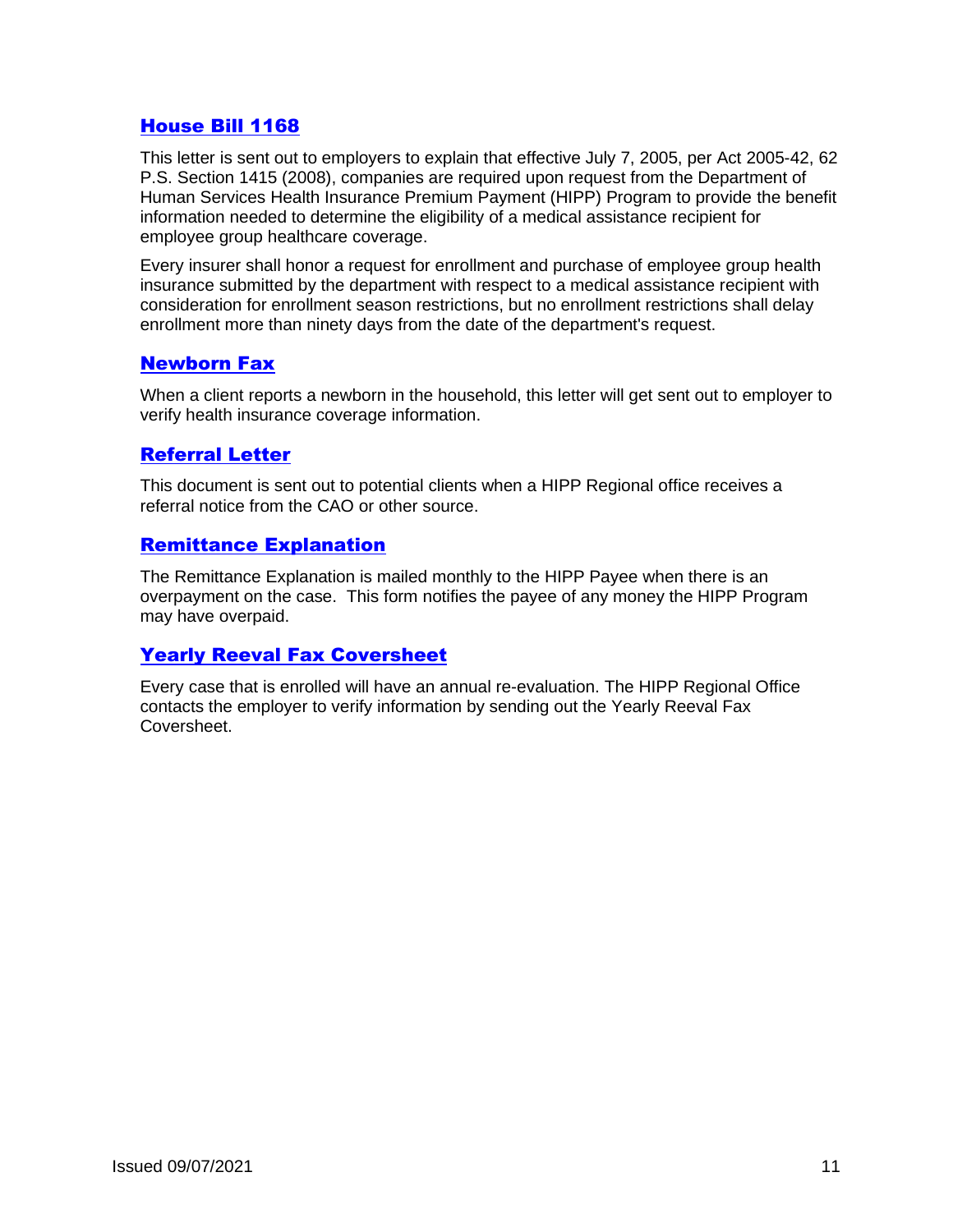### House Bill 1168

This letter is sent out to employers to explain that effective July 7, 2005, per Act 2005-42, 62 P.S. Section 1415 (2008), companies are required upon request from the Department of Human Services Health Insurance Premium Payment (HIPP) Program to provide the benefit information needed to determine the eligibility of a medical assistance recipient for employee group healthcare coverage.

Every insurer shall honor a request for enrollment and purchase of employee group health insurance submitted by the department with respect to a medical assistance recipient with consideration for enrollment season restrictions, but no enrollment restrictions shall delay enrollment more than ninety days from the date of the department's request.

### Newborn Fax

When a client reports a newborn in the household, this letter will get sent out to employer to verify health insurance coverage information.

### Referral Letter

This document is sent out to potential clients when a HIPP Regional office receives a referral notice from the CAO or other source.

### Remittance Explanation

The Remittance Explanation is mailed monthly to the HIPP Payee when there is an overpayment on the case. This form notifies the payee of any money the HIPP Program may have overpaid.

### Yearly Reeval Fax Coversheet

Every case that is enrolled will have an annual re-evaluation. The HIPP Regional Office contacts the employer to verify information by sending out the Yearly Reeval Fax Coversheet.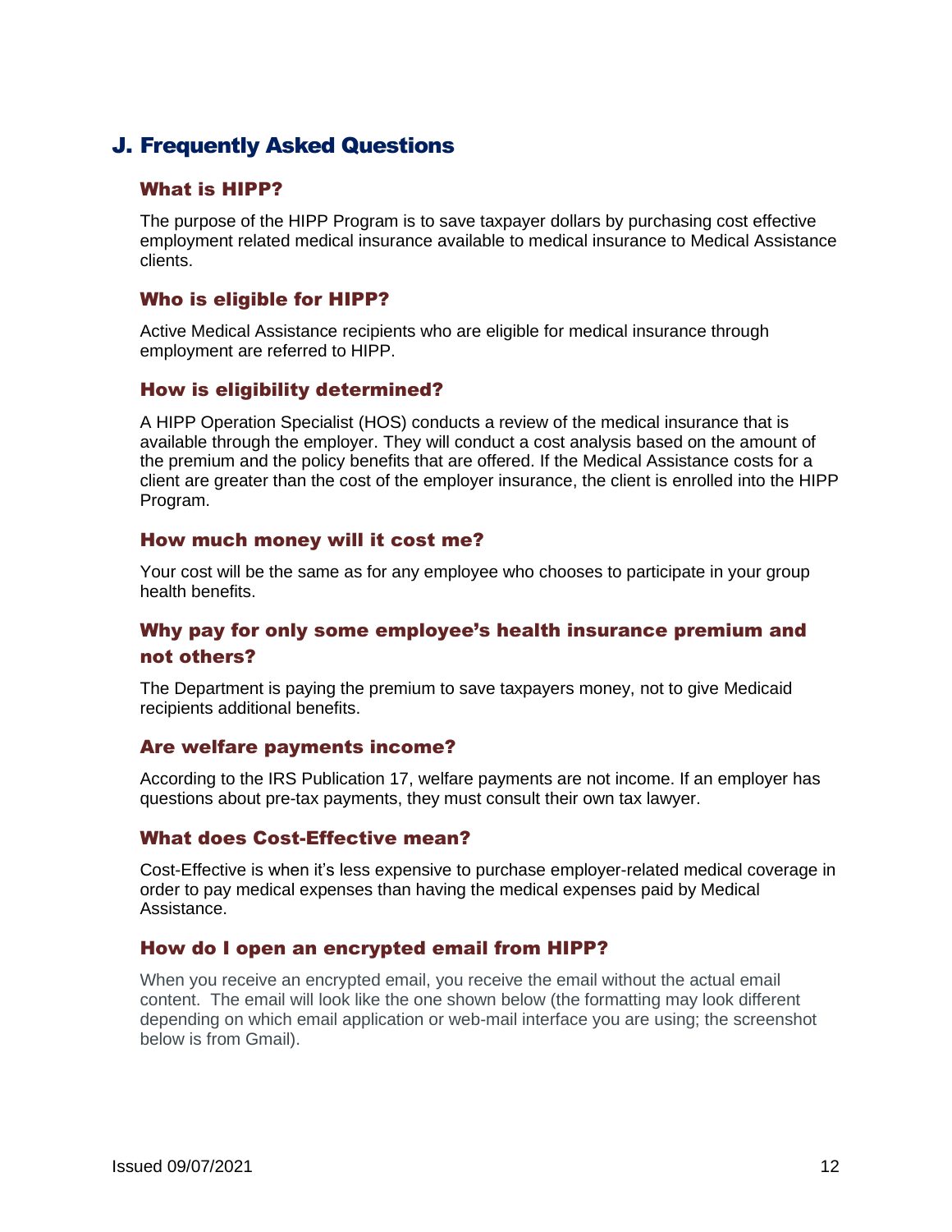## J. Frequently Asked Questions

### What is HIPP?

The purpose of the HIPP Program is to save taxpayer dollars by purchasing cost effective employment related medical insurance available to medical insurance to Medical Assistance clients.

### Who is eligible for HIPP?

Active Medical Assistance recipients who are eligible for medical insurance through employment are referred to HIPP.

### How is eligibility determined?

A HIPP Operation Specialist (HOS) conducts a review of the medical insurance that is available through the employer. They will conduct a cost analysis based on the amount of the premium and the policy benefits that are offered. If the Medical Assistance costs for a client are greater than the cost of the employer insurance, the client is enrolled into the HIPP Program.

### How much money will it cost me?

Your cost will be the same as for any employee who chooses to participate in your group health benefits.

### Why pay for only some employee's health insurance premium and not others?

The Department is paying the premium to save taxpayers money, not to give Medicaid recipients additional benefits.

### Are welfare payments income?

According to the IRS Publication 17, welfare payments are not income. If an employer has questions about pre-tax payments, they must consult their own tax lawyer.

### What does Cost-Effective mean?

Cost-Effective is when it's less expensive to purchase employer-related medical coverage in order to pay medical expenses than having the medical expenses paid by Medical Assistance.

### How do I open an encrypted email from HIPP?

When you receive an encrypted email, you receive the email without the actual email content. The email will look like the one shown below (the formatting may look different depending on which email application or web-mail interface you are using; the screenshot below is from Gmail).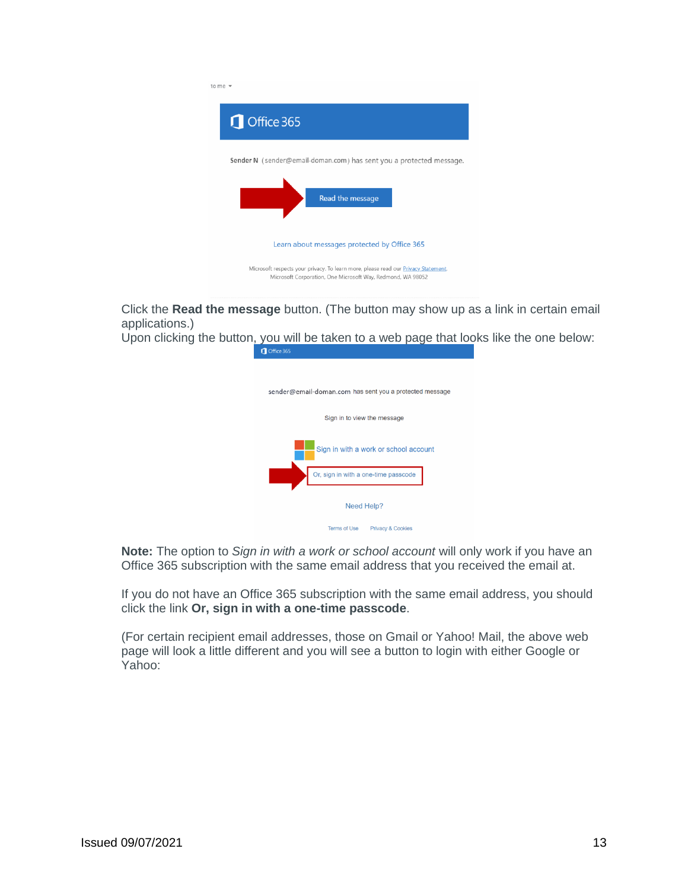Click the **Read the message** button. (The button may show up as a link in certain email applications.)

Upon clicking the button, you will be taken to a web page that looks like the one below:

**Note:** The option to *Sign in with a work or school account* will only work if you have an Office 365 subscription with the same email address that you received the email at.

If you do not have an Office 365 subscription with the same email address, you should click the link **Or, sign in with a one-time passcode**.

(For certain recipient email addresses, those on Gmail or Yahoo! Mail, the above web page will look a little different and you will see a button to login with either Google or Yahoo:

Issued 09/07/2021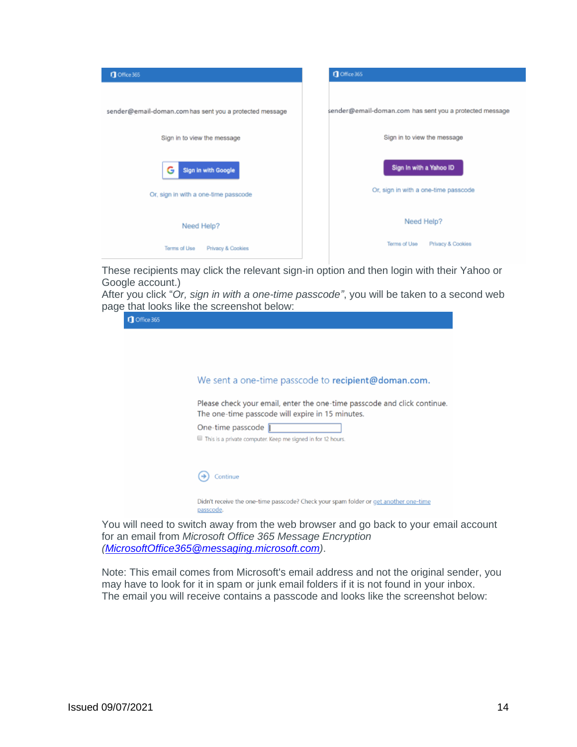These recipients may click the relevant sign-in option and then login with their Yahoo or Google account.)
After you click "*Or, sign in with a one-time passcode"*, you will be taken to a second web page that looks like the screenshot below:

You will need to switch away from the web browser and go back to your email account for an email from *Microsoft Office 365 Message Encryption* (*MicrosoftOffice365@messaging.microsoft.com*).

Note: This email comes from Microsoft's email address and not the original sender, you may have to look for it in spam or junk email folders if it is not found in your inbox.
The email you will receive contains a passcode and looks like the screenshot below: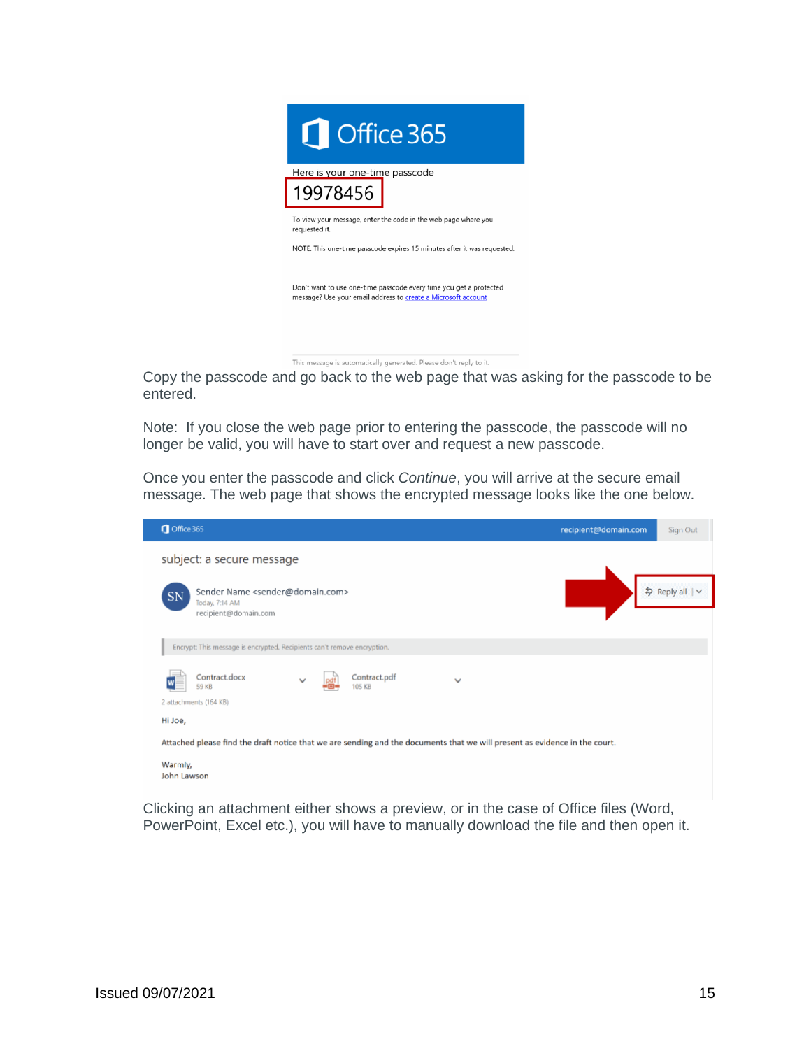Copy the passcode and go back to the web page that was asking for the passcode to be entered.

Note: If you close the web page prior to entering the passcode, the passcode will no longer be valid, you will have to start over and request a new passcode.

Once you enter the passcode and click *Continue*, you will arrive at the secure email message. The web page that shows the encrypted message looks like the one below.

Clicking an attachment either shows a preview, or in the case of Office files (Word, PowerPoint, Excel etc.), you will have to manually download the file and then open it.

Issued 09/07/2021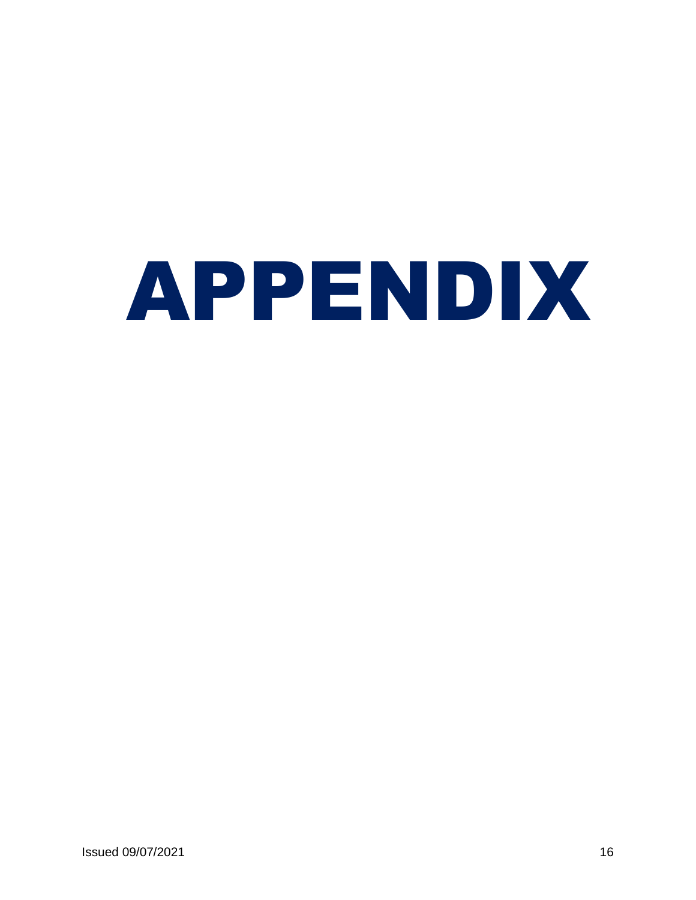# APPENDIX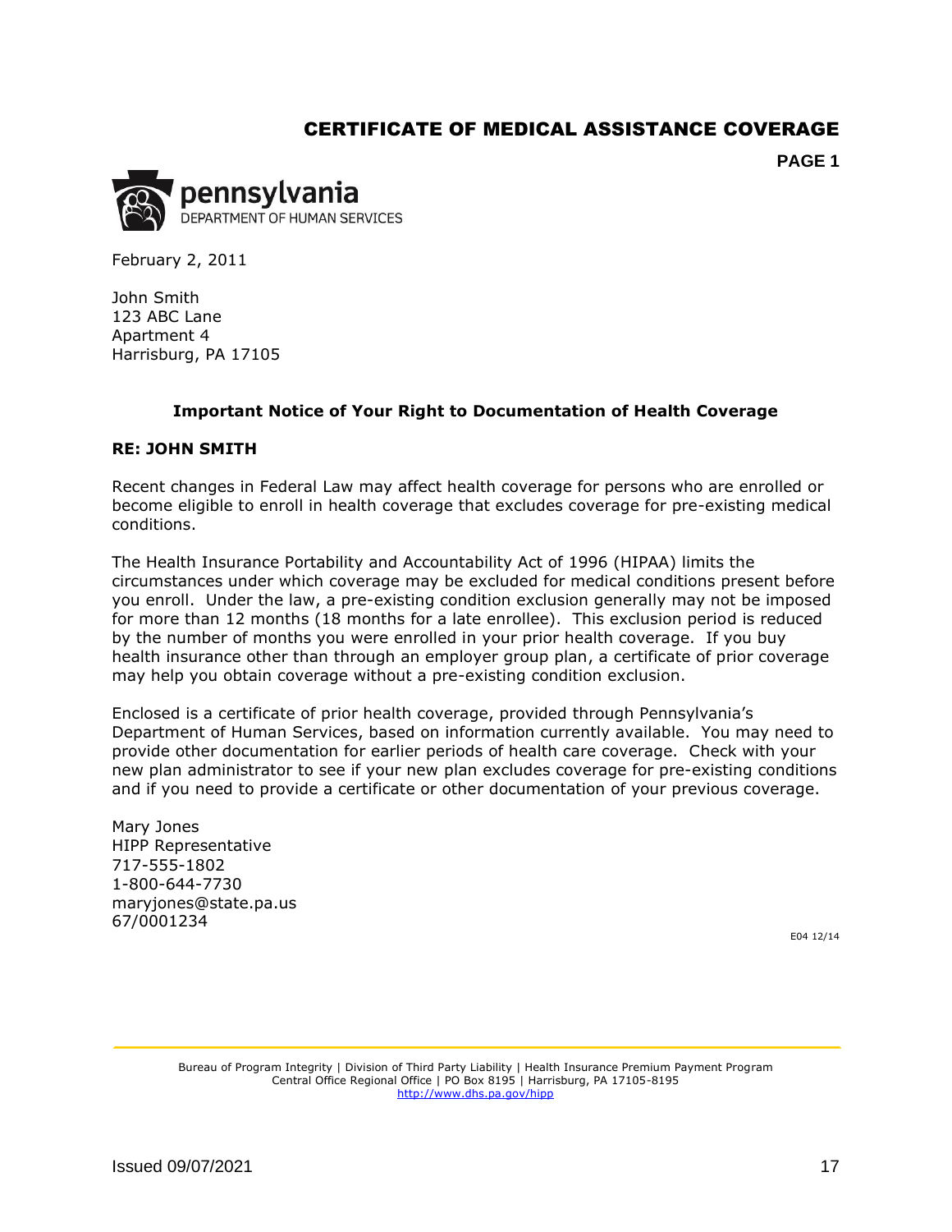# CERTIFICATE OF MEDICAL ASSISTANCE COVERAGE

**PAGE 1**

pennsylvania
DEPARTMENT OF HUMAN SERVICES

February 2, 2011

John Smith
123 ABC Lane
Apartment 4
Harrisburg, PA 17105

**Important Notice of Your Right to Documentation of Health Coverage**

**RE: JOHN SMITH**

Recent changes in Federal Law may affect health coverage for persons who are enrolled or become eligible to enroll in health coverage that excludes coverage for pre-existing medical conditions.

The Health Insurance Portability and Accountability Act of 1996 (HIPAA) limits the circumstances under which coverage may be excluded for medical conditions present before you enroll. Under the law, a pre-existing condition exclusion generally may not be imposed for more than 12 months (18 months for a late enrollee). This exclusion period is reduced by the number of months you were enrolled in your prior health coverage. If you buy health insurance other than through an employer group plan, a certificate of prior coverage may help you obtain coverage without a pre-existing condition exclusion.

Enclosed is a certificate of prior health coverage, provided through Pennsylvania's Department of Human Services, based on information currently available. You may need to provide other documentation for earlier periods of health care coverage. Check with your new plan administrator to see if your new plan excludes coverage for pre-existing conditions and if you need to provide a certificate or other documentation of your previous coverage.

Mary Jones
HIPP Representative
717-555-1802
1-800-644-7730
maryjones@state.pa.us
67/0001234

E04 12/14

Bureau of Program Integrity | Division of Third Party Liability | Health Insurance Premium Payment Program
Central Office Regional Office | PO Box 8195 | Harrisburg, PA 17105-8195
http://www.dhs.pa.gov/hipp

Issued 09/07/2021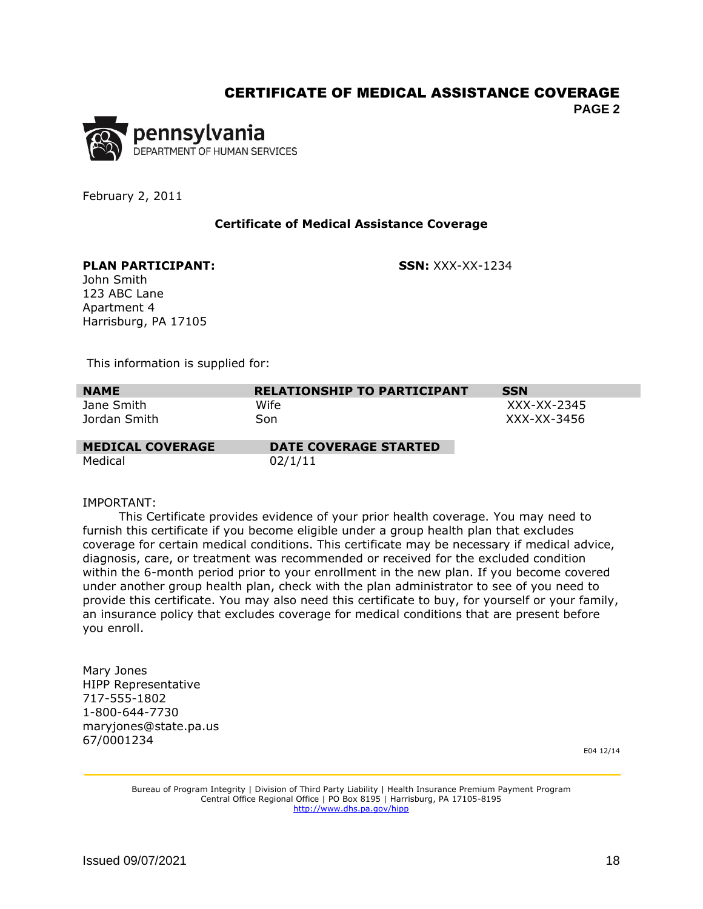# CERTIFICATE OF MEDICAL ASSISTANCE COVERAGE

**PAGE 2**

pennsylvania
DEPARTMENT OF HUMAN SERVICES

February 2, 2011

**Certificate of Medical Assistance Coverage**

**PLAN PARTICIPANT:** John Smith
123 ABC Lane
Apartment 4
Harrisburg, PA 17105

**SSN:** XXX-XX-1234

This information is supplied for:

| NAME | RELATIONSHIP TO PARTICIPANT | SSN |
|---|---|---|
| Jane Smith | Wife | XXX-XX-2345 |
| Jordan Smith | Son | XXX-XX-3456 |

| MEDICAL COVERAGE | DATE COVERAGE STARTED |
|---|---|
| Medical | 02/1/11 |

IMPORTANT:

This Certificate provides evidence of your prior health coverage. You may need to furnish this certificate if you become eligible under a group health plan that excludes coverage for certain medical conditions. This certificate may be necessary if medical advice, diagnosis, care, or treatment was recommended or received for the excluded condition within the 6-month period prior to your enrollment in the new plan. If you become covered under another group health plan, check with the plan administrator to see of you need to provide this certificate. You may also need this certificate to buy, for yourself or your family, an insurance policy that excludes coverage for medical conditions that are present before you enroll.

Mary Jones
HIPP Representative
717-555-1802
1-800-644-7730
maryjones@state.pa.us
67/0001234

E04 12/14

Bureau of Program Integrity | Division of Third Party Liability | Health Insurance Premium Payment Program
Central Office Regional Office | PO Box 8195 | Harrisburg, PA 17105-8195
http://www.dhs.pa.gov/hipp

Issued 09/07/2021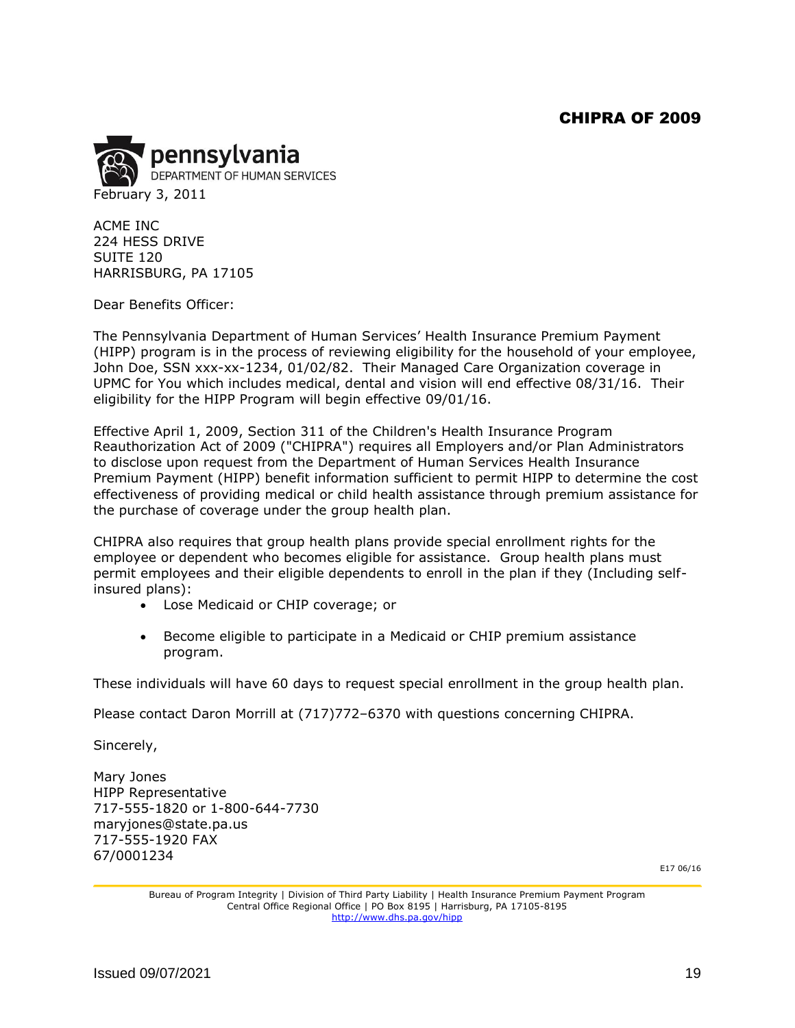# CHIPRA OF 2009

**pennsylvania**
DEPARTMENT OF HUMAN SERVICES

February 3, 2011

ACME INC
224 HESS DRIVE
SUITE 120
HARRISBURG, PA 17105

Dear Benefits Officer:

The Pennsylvania Department of Human Services' Health Insurance Premium Payment (HIPP) program is in the process of reviewing eligibility for the household of your employee, John Doe, SSN xxx-xx-1234, 01/02/82. Their Managed Care Organization coverage in UPMC for You which includes medical, dental and vision will end effective 08/31/16. Their eligibility for the HIPP Program will begin effective 09/01/16.

Effective April 1, 2009, Section 311 of the Children's Health Insurance Program Reauthorization Act of 2009 ("CHIPRA") requires all Employers and/or Plan Administrators to disclose upon request from the Department of Human Services Health Insurance Premium Payment (HIPP) benefit information sufficient to permit HIPP to determine the cost effectiveness of providing medical or child health assistance through premium assistance for the purchase of coverage under the group health plan.

CHIPRA also requires that group health plans provide special enrollment rights for the employee or dependent who becomes eligible for assistance. Group health plans must permit employees and their eligible dependents to enroll in the plan if they (Including self-insured plans):

- Lose Medicaid or CHIP coverage; or
- Become eligible to participate in a Medicaid or CHIP premium assistance program.

These individuals will have 60 days to request special enrollment in the group health plan.

Please contact Daron Morrill at (717)772–6370 with questions concerning CHIPRA.

Sincerely,

Mary Jones
HIPP Representative
717-555-1820 or 1-800-644-7730
maryjones@state.pa.us
717-555-1920 FAX
67/0001234

E17 06/16

Bureau of Program Integrity | Division of Third Party Liability | Health Insurance Premium Payment Program
Central Office Regional Office | PO Box 8195 | Harrisburg, PA 17105-8195
http://www.dhs.pa.gov/hipp

Issued 09/07/2021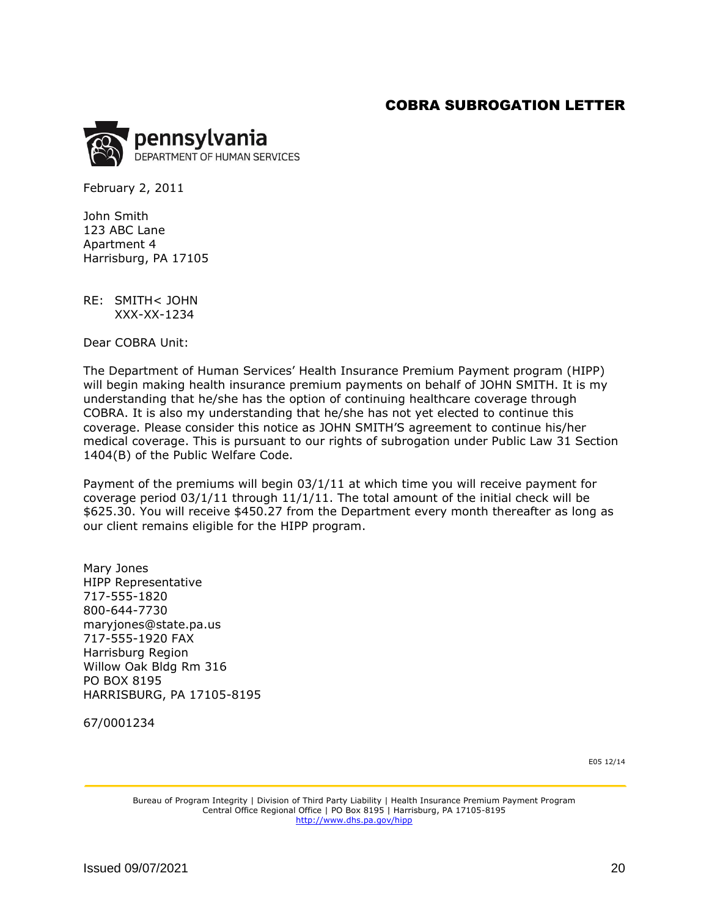## COBRA SUBROGATION LETTER

**pennsylvania**
DEPARTMENT OF HUMAN SERVICES

February 2, 2011

John Smith
123 ABC Lane
Apartment 4
Harrisburg, PA 17105

RE: SMITH< JOHN
XXX-XX-1234

Dear COBRA Unit:

The Department of Human Services' Health Insurance Premium Payment program (HIPP) will begin making health insurance premium payments on behalf of JOHN SMITH. It is my understanding that he/she has the option of continuing healthcare coverage through COBRA. It is also my understanding that he/she has not yet elected to continue this coverage. Please consider this notice as JOHN SMITH'S agreement to continue his/her medical coverage. This is pursuant to our rights of subrogation under Public Law 31 Section 1404(B) of the Public Welfare Code.

Payment of the premiums will begin 03/1/11 at which time you will receive payment for coverage period 03/1/11 through 11/1/11. The total amount of the initial check will be $625.30. You will receive $450.27 from the Department every month thereafter as long as our client remains eligible for the HIPP program.

Mary Jones
HIPP Representative
717-555-1820
800-644-7730
maryjones@state.pa.us
717-555-1920 FAX
Harrisburg Region
Willow Oak Bldg Rm 316
PO BOX 8195
HARRISBURG, PA 17105-8195

67/0001234

E05 12/14

Bureau of Program Integrity | Division of Third Party Liability | Health Insurance Premium Payment Program
Central Office Regional Office | PO Box 8195 | Harrisburg, PA 17105-8195
http://www.dhs.pa.gov/hipp

Issued 09/07/2021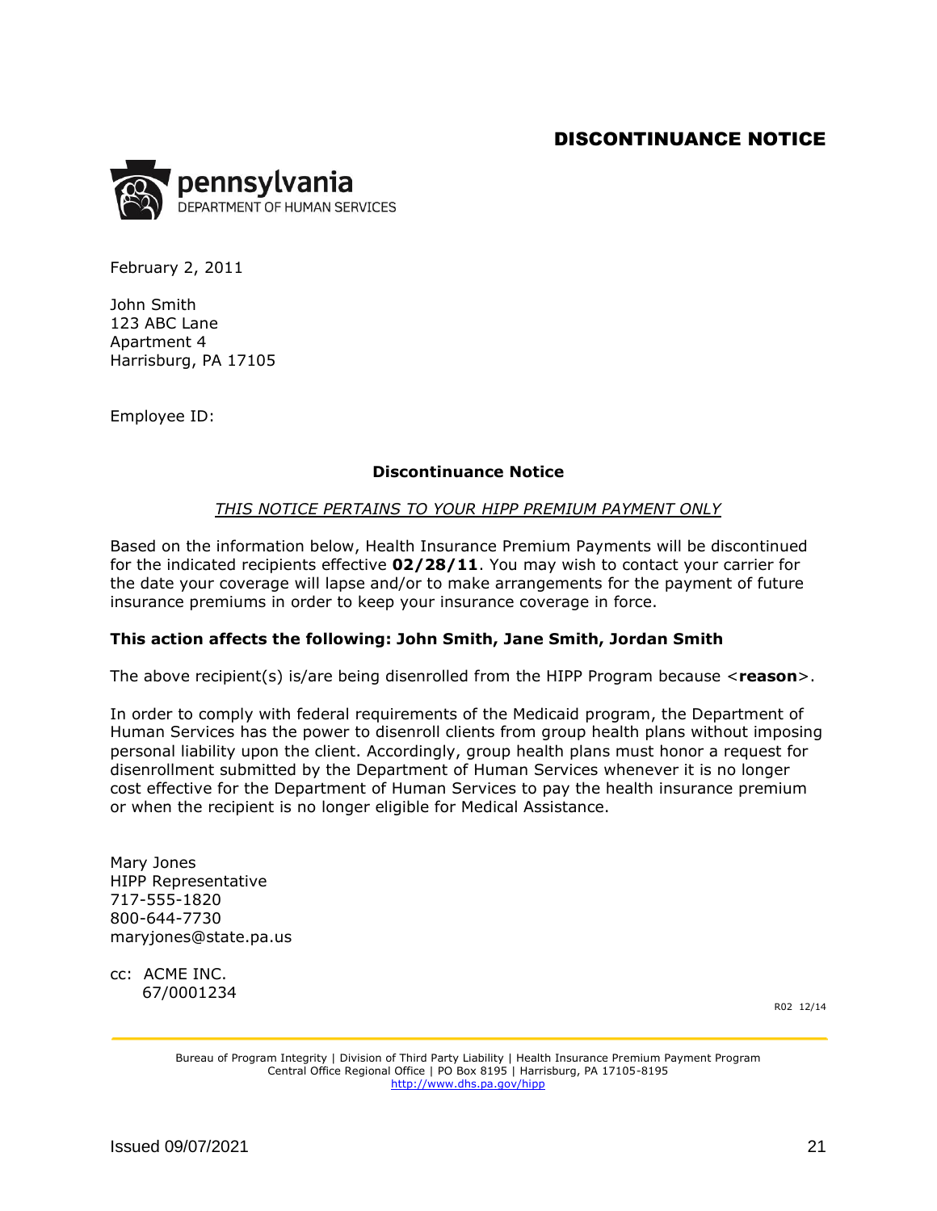# DISCONTINUANCE NOTICE

pennsylvania
DEPARTMENT OF HUMAN SERVICES

February 2, 2011

John Smith
123 ABC Lane
Apartment 4
Harrisburg, PA 17105

Employee ID:

## Discontinuance Notice

*THIS NOTICE PERTAINS TO YOUR HIPP PREMIUM PAYMENT ONLY*

Based on the information below, Health Insurance Premium Payments will be discontinued for the indicated recipients effective **02/28/11**. You may wish to contact your carrier for the date your coverage will lapse and/or to make arrangements for the payment of future insurance premiums in order to keep your insurance coverage in force.

**This action affects the following: John Smith, Jane Smith, Jordan Smith**

The above recipient(s) is/are being disenrolled from the HIPP Program because <**reason**>.

In order to comply with federal requirements of the Medicaid program, the Department of Human Services has the power to disenroll clients from group health plans without imposing personal liability upon the client. Accordingly, group health plans must honor a request for disenrollment submitted by the Department of Human Services whenever it is no longer cost effective for the Department of Human Services to pay the health insurance premium or when the recipient is no longer eligible for Medical Assistance.

Mary Jones
HIPP Representative
717-555-1820
800-644-7730
maryjones@state.pa.us

cc: ACME INC.
67/0001234

R02 12/14

Bureau of Program Integrity | Division of Third Party Liability | Health Insurance Premium Payment Program
Central Office Regional Office | PO Box 8195 | Harrisburg, PA 17105-8195
http://www.dhs.pa.gov/hipp

Issued 09/07/2021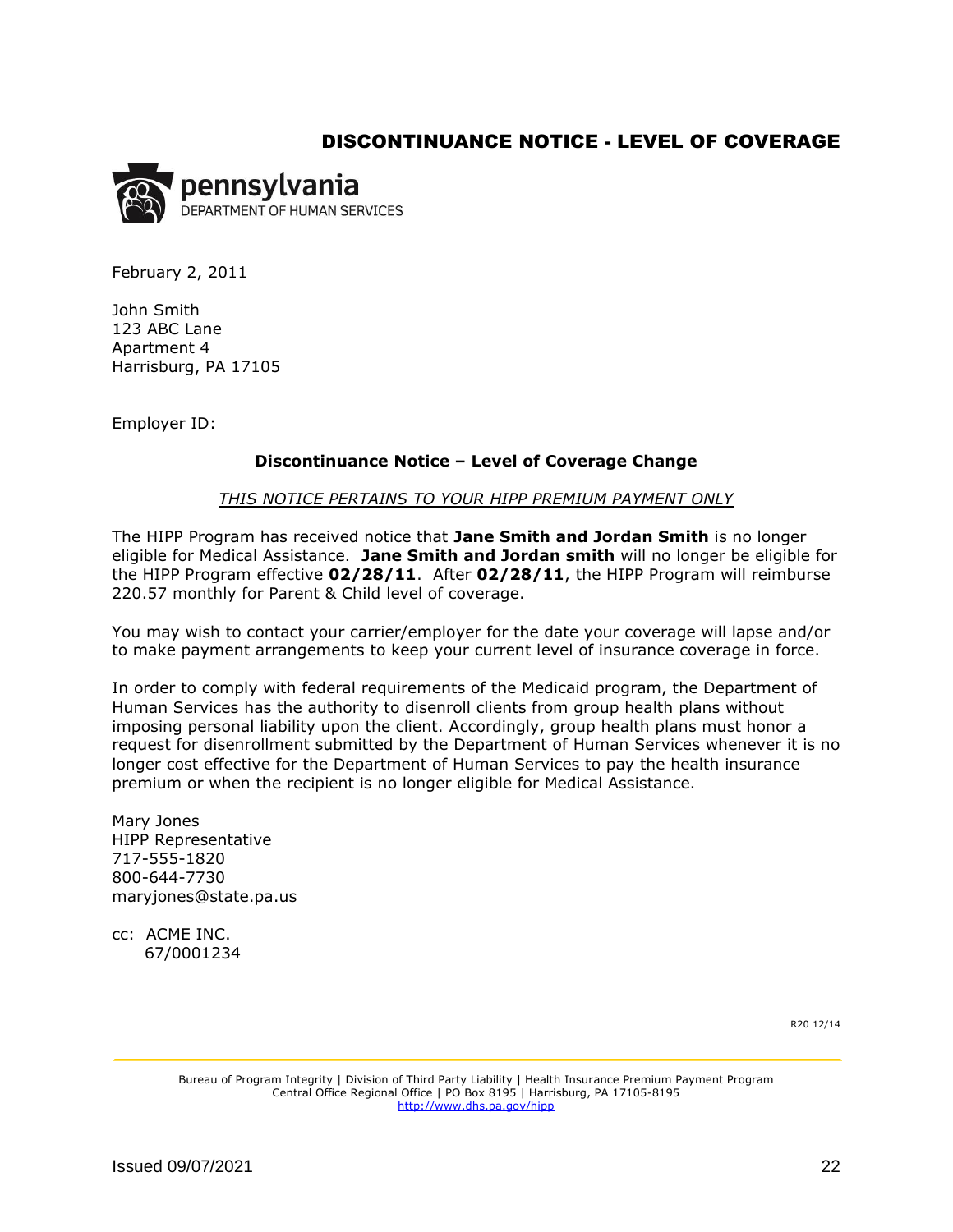# DISCONTINUANCE NOTICE - LEVEL OF COVERAGE

pennsylvania
DEPARTMENT OF HUMAN SERVICES

February 2, 2011

John Smith
123 ABC Lane
Apartment 4
Harrisburg, PA 17105

Employer ID:

**Discontinuance Notice – Level of Coverage Change**

*THIS NOTICE PERTAINS TO YOUR HIPP PREMIUM PAYMENT ONLY*

The HIPP Program has received notice that **Jane Smith and Jordan Smith** is no longer eligible for Medical Assistance. **Jane Smith and Jordan smith** will no longer be eligible for the HIPP Program effective **02/28/11**. After **02/28/11**, the HIPP Program will reimburse 220.57 monthly for Parent & Child level of coverage.

You may wish to contact your carrier/employer for the date your coverage will lapse and/or to make payment arrangements to keep your current level of insurance coverage in force.

In order to comply with federal requirements of the Medicaid program, the Department of Human Services has the authority to disenroll clients from group health plans without imposing personal liability upon the client. Accordingly, group health plans must honor a request for disenrollment submitted by the Department of Human Services whenever it is no longer cost effective for the Department of Human Services to pay the health insurance premium or when the recipient is no longer eligible for Medical Assistance.

Mary Jones
HIPP Representative
717-555-1820
800-644-7730
maryjones@state.pa.us

cc: ACME INC.
67/0001234

R20 12/14

Bureau of Program Integrity | Division of Third Party Liability | Health Insurance Premium Payment Program
Central Office Regional Office | PO Box 8195 | Harrisburg, PA 17105-8195
http://www.dhs.pa.gov/hipp

Issued 09/07/2021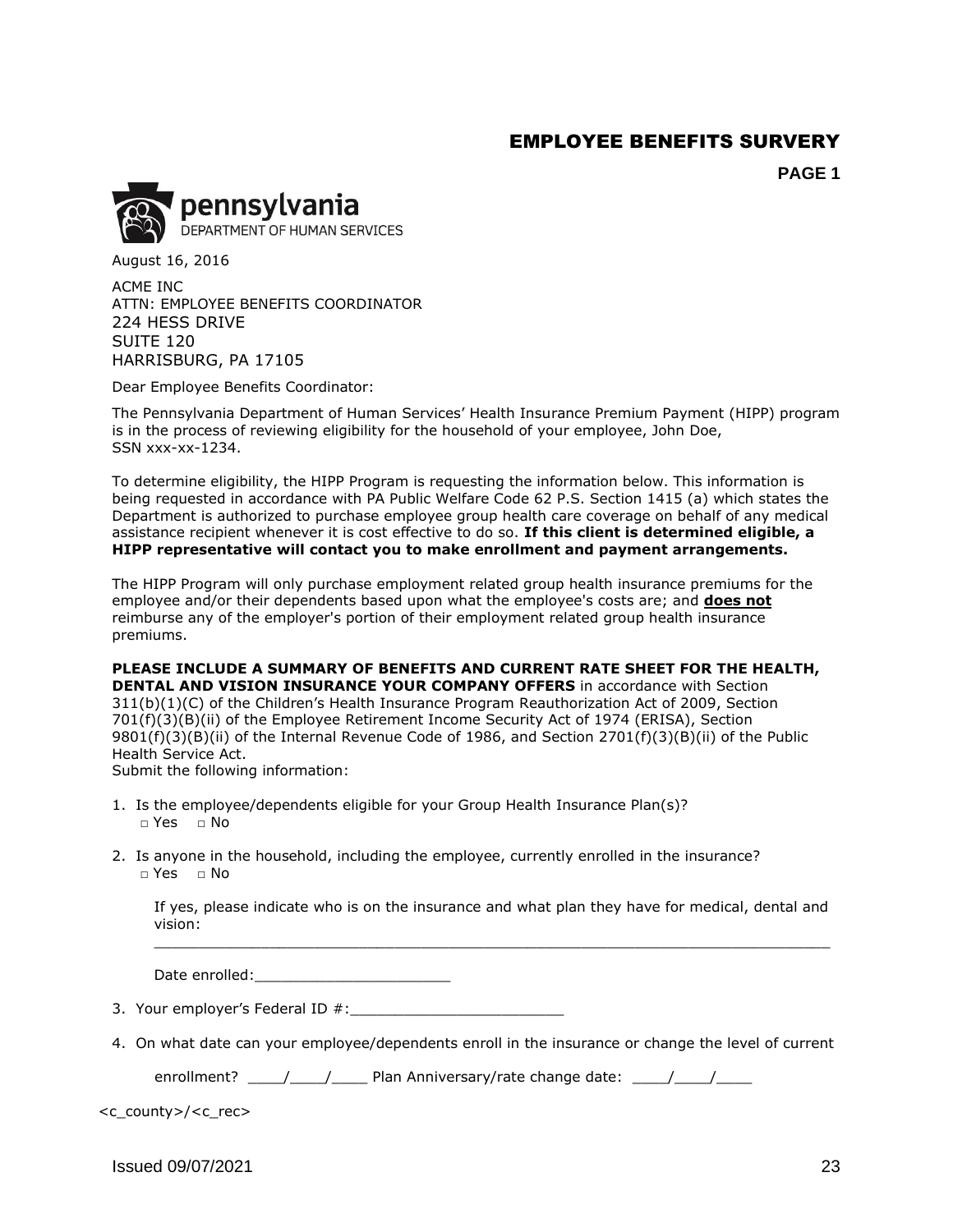# EMPLOYEE BENEFITS SURVERY

**PAGE 1**

pennsylvania
DEPARTMENT OF HUMAN SERVICES

August 16, 2016

ACME INC
ATTN: EMPLOYEE BENEFITS COORDINATOR
224 HESS DRIVE
SUITE 120
HARRISBURG, PA 17105

Dear Employee Benefits Coordinator:

The Pennsylvania Department of Human Services' Health Insurance Premium Payment (HIPP) program is in the process of reviewing eligibility for the household of your employee, John Doe, SSN xxx-xx-1234.

To determine eligibility, the HIPP Program is requesting the information below. This information is being requested in accordance with PA Public Welfare Code 62 P.S. Section 1415 (a) which states the Department is authorized to purchase employee group health care coverage on behalf of any medical assistance recipient whenever it is cost effective to do so. **If this client is determined eligible, a HIPP representative will contact you to make enrollment and payment arrangements.**

The HIPP Program will only purchase employment related group health insurance premiums for the employee and/or their dependents based upon what the employee's costs are; and **does not** reimburse any of the employer's portion of their employment related group health insurance premiums.

**PLEASE INCLUDE A SUMMARY OF BENEFITS AND CURRENT RATE SHEET FOR THE HEALTH, DENTAL AND VISION INSURANCE YOUR COMPANY OFFERS** in accordance with Section 311(b)(1)(C) of the Children's Health Insurance Program Reauthorization Act of 2009, Section 701(f)(3)(B)(ii) of the Employee Retirement Income Security Act of 1974 (ERISA), Section 9801(f)(3)(B)(ii) of the Internal Revenue Code of 1986, and Section 2701(f)(3)(B)(ii) of the Public Health Service Act.
Submit the following information:

1. Is the employee/dependents eligible for your Group Health Insurance Plan(s)?
   □ Yes □ No

2. Is anyone in the household, including the employee, currently enrolled in the insurance?
   □ Yes □ No

   If yes, please indicate who is on the insurance and what plan they have for medical, dental and vision:
   ______________________________________________________________________________

   Date enrolled:______________________

3. Your employer's Federal ID #:________________________

4. On what date can your employee/dependents enroll in the insurance or change the level of current

   enrollment? ____/____/____ Plan Anniversary/rate change date: ____/____/____

<c_county>/<c_rec>

Issued 09/07/2021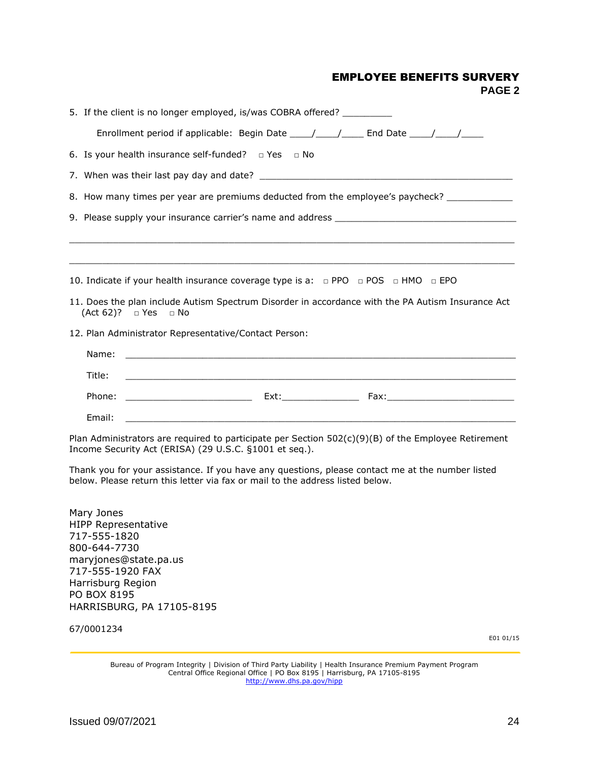## EMPLOYEE BENEFITS SURVERY
### PAGE 2

5. If the client is no longer employed, is/was COBRA offered? _________

   Enrollment period if applicable: Begin Date ____/____/____ End Date ____/____/____

6. Is your health insurance self-funded? □ Yes □ No

7. When was their last pay day and date? ______________________________________________

8. How many times per year are premiums deducted from the employee's paycheck? ____________

9. Please supply your insurance carrier's name and address _________________________________

________________________________________________________________________________

________________________________________________________________________________

10. Indicate if your health insurance coverage type is a: □ PPO □ POS □ HMO □ EPO

11. Does the plan include Autism Spectrum Disorder in accordance with the PA Autism Insurance Act (Act 62)? □ Yes □ No

12. Plan Administrator Representative/Contact Person:

    Name: ________________________________________________________________________

    Title: ________________________________________________________________________

    Phone: _______________________ Ext:______________ Fax:_______________________

    Email: ________________________________________________________________________

Plan Administrators are required to participate per Section 502(c)(9)(B) of the Employee Retirement Income Security Act (ERISA) (29 U.S.C. §1001 et seq.).

Thank you for your assistance. If you have any questions, please contact me at the number listed below. Please return this letter via fax or mail to the address listed below.

Mary Jones
HIPP Representative
717-555-1820
800-644-7730
maryjones@state.pa.us
717-555-1920 FAX
Harrisburg Region
PO BOX 8195
HARRISBURG, PA 17105-8195

67/0001234

E01 01/15

Bureau of Program Integrity | Division of Third Party Liability | Health Insurance Premium Payment Program
Central Office Regional Office | PO Box 8195 | Harrisburg, PA 17105-8195
http://www.dhs.pa.gov/hipp

Issued 09/07/2021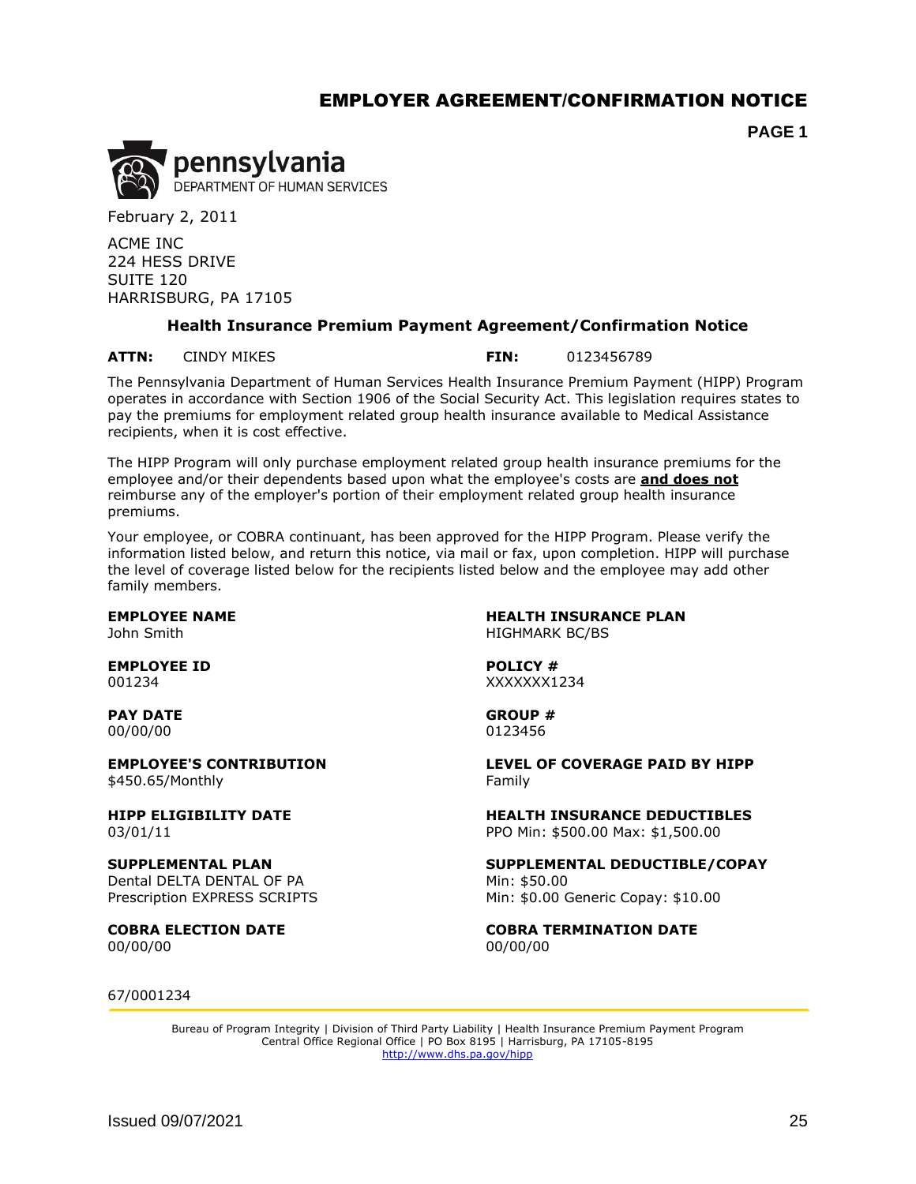# EMPLOYER AGREEMENT/CONFIRMATION NOTICE

**PAGE 1**

pennsylvania
DEPARTMENT OF HUMAN SERVICES

February 2, 2011

ACME INC
224 HESS DRIVE
SUITE 120
HARRISBURG, PA 17105

## Health Insurance Premium Payment Agreement/Confirmation Notice

**ATTN:** CINDY MIKES **FIN:** 0123456789

The Pennsylvania Department of Human Services Health Insurance Premium Payment (HIPP) Program operates in accordance with Section 1906 of the Social Security Act. This legislation requires states to pay the premiums for employment related group health insurance available to Medical Assistance recipients, when it is cost effective.

The HIPP Program will only purchase employment related group health insurance premiums for the employee and/or their dependents based upon what the employee's costs are **and does not** reimburse any of the employer's portion of their employment related group health insurance premiums.

Your employee, or COBRA continuant, has been approved for the HIPP Program. Please verify the information listed below, and return this notice, via mail or fax, upon completion. HIPP will purchase the level of coverage listed below for the recipients listed below and the employee may add other family members.

**EMPLOYEE NAME**
John Smith

**EMPLOYEE ID**
001234

**PAY DATE**
00/00/00

**EMPLOYEE'S CONTRIBUTION**
$450.65/Monthly

**HIPP ELIGIBILITY DATE**
03/01/11

**SUPPLEMENTAL PLAN**
Dental DELTA DENTAL OF PA
Prescription EXPRESS SCRIPTS

**COBRA ELECTION DATE**
00/00/00

**HEALTH INSURANCE PLAN**
HIGHMARK BC/BS

**POLICY #**
XXXXXXX1234

**GROUP #**
0123456

**LEVEL OF COVERAGE PAID BY HIPP**
Family

**HEALTH INSURANCE DEDUCTIBLES**
PPO Min: $500.00 Max: $1,500.00

**SUPPLEMENTAL DEDUCTIBLE/COPAY**
Min: $50.00
Min: $0.00 Generic Copay: $10.00

**COBRA TERMINATION DATE**
00/00/00

67/0001234

Bureau of Program Integrity | Division of Third Party Liability | Health Insurance Premium Payment Program
Central Office Regional Office | PO Box 8195 | Harrisburg, PA 17105-8195
http://www.dhs.pa.gov/hipp

Issued 09/07/2021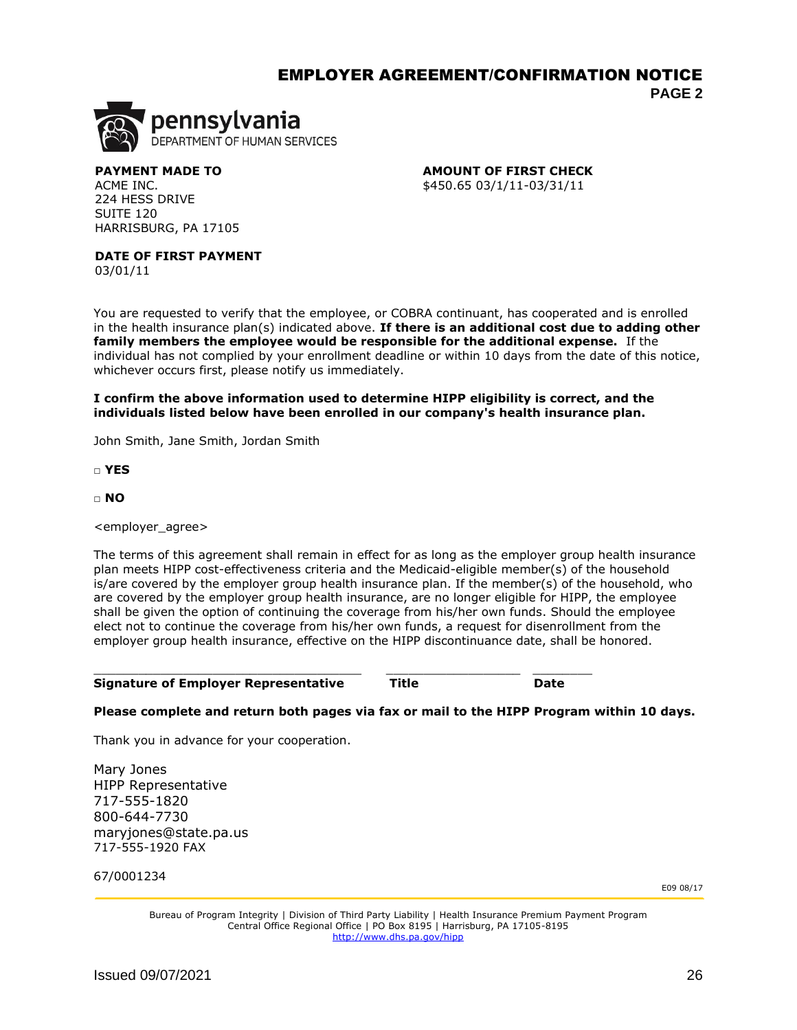# EMPLOYER AGREEMENT/CONFIRMATION NOTICE

**PAGE 2**

pennsylvania
DEPARTMENT OF HUMAN SERVICES

**PAYMENT MADE TO**
ACME INC.
224 HESS DRIVE
SUITE 120
HARRISBURG, PA 17105

**AMOUNT OF FIRST CHECK**
$450.65 03/1/11-03/31/11

**DATE OF FIRST PAYMENT**
03/01/11

You are requested to verify that the employee, or COBRA continuant, has cooperated and is enrolled in the health insurance plan(s) indicated above. **If there is an additional cost due to adding other family members the employee would be responsible for the additional expense.** If the individual has not complied by your enrollment deadline or within 10 days from the date of this notice, whichever occurs first, please notify us immediately.

**I confirm the above information used to determine HIPP eligibility is correct, and the individuals listed below have been enrolled in our company's health insurance plan.**

John Smith, Jane Smith, Jordan Smith

□ **YES**

□ **NO**

<employer_agree>

The terms of this agreement shall remain in effect for as long as the employer group health insurance plan meets HIPP cost-effectiveness criteria and the Medicaid-eligible member(s) of the household is/are covered by the employer group health insurance plan. If the member(s) of the household, who are covered by the employer group health insurance, are no longer eligible for HIPP, the employee shall be given the option of continuing the coverage from his/her own funds. Should the employee elect not to continue the coverage from his/her own funds, a request for disenrollment from the employer group health insurance, effective on the HIPP discontinuance date, shall be honored.

\_\_\_\_\_\_\_\_\_\_\_\_\_\_\_\_\_\_\_\_\_\_\_\_\_\_\_\_\_\_\_\_\_\_\_ \_\_\_\_\_\_\_\_\_\_\_\_\_\_\_\_\_\_ \_\_\_\_\_\_\_\_
**Signature of Employer Representative** **Title** **Date**

**Please complete and return both pages via fax or mail to the HIPP Program within 10 days.**

Thank you in advance for your cooperation.

Mary Jones
HIPP Representative
717-555-1820
800-644-7730
maryjones@state.pa.us
717-555-1920 FAX

67/0001234

E09 08/17

Bureau of Program Integrity | Division of Third Party Liability | Health Insurance Premium Payment Program
Central Office Regional Office | PO Box 8195 | Harrisburg, PA 17105-8195
http://www.dhs.pa.gov/hipp

Issued 09/07/2021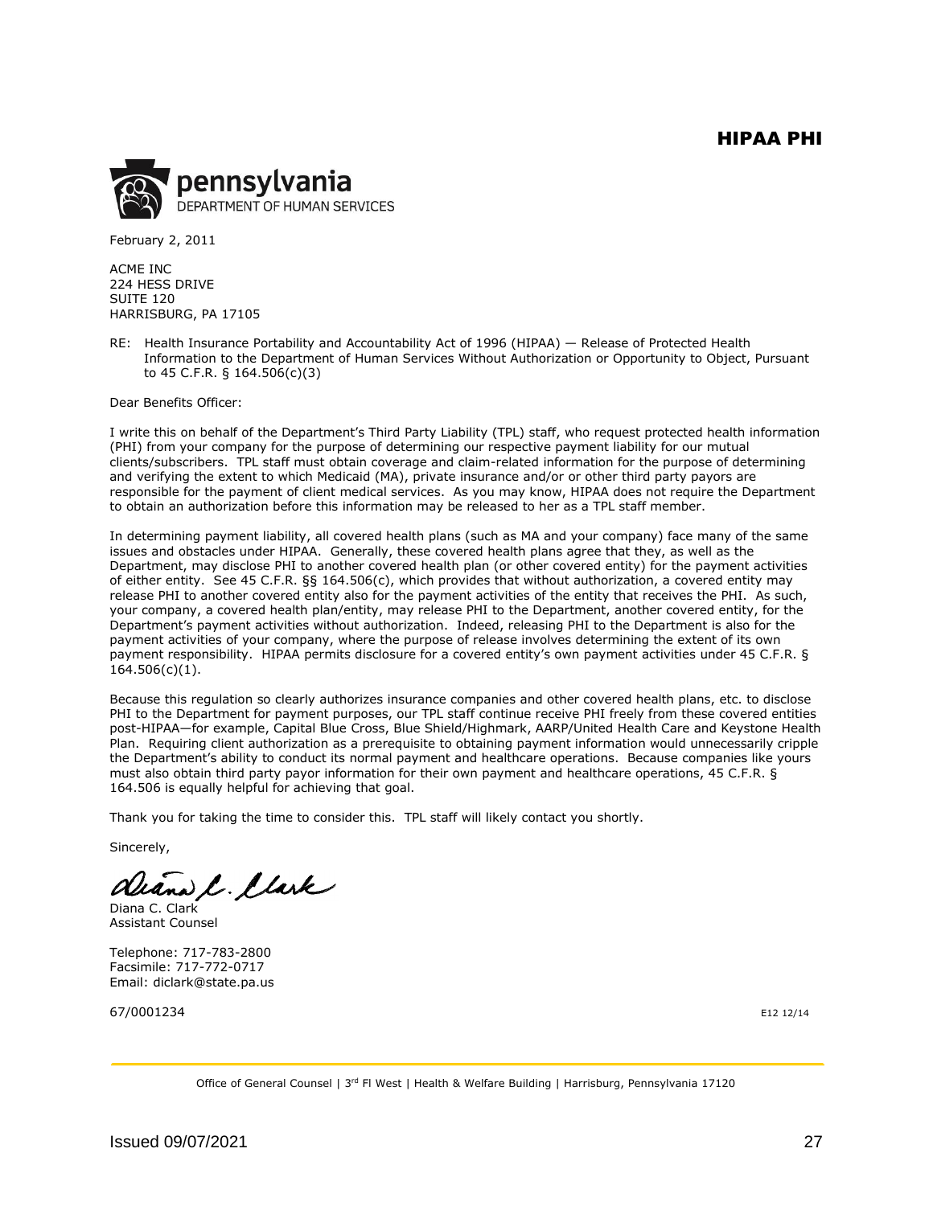**HIPAA PHI**

pennsylvania
DEPARTMENT OF HUMAN SERVICES

February 2, 2011

ACME INC
224 HESS DRIVE
SUITE 120
HARRISBURG, PA 17105

RE: Health Insurance Portability and Accountability Act of 1996 (HIPAA) — Release of Protected Health Information to the Department of Human Services Without Authorization or Opportunity to Object, Pursuant to 45 C.F.R. § 164.506(c)(3)

Dear Benefits Officer:

I write this on behalf of the Department's Third Party Liability (TPL) staff, who request protected health information (PHI) from your company for the purpose of determining our respective payment liability for our mutual clients/subscribers. TPL staff must obtain coverage and claim-related information for the purpose of determining and verifying the extent to which Medicaid (MA), private insurance and/or or other third party payors are responsible for the payment of client medical services. As you may know, HIPAA does not require the Department to obtain an authorization before this information may be released to her as a TPL staff member.

In determining payment liability, all covered health plans (such as MA and your company) face many of the same issues and obstacles under HIPAA. Generally, these covered health plans agree that they, as well as the Department, may disclose PHI to another covered health plan (or other covered entity) for the payment activities of either entity. See 45 C.F.R. §§ 164.506(c), which provides that without authorization, a covered entity may release PHI to another covered entity also for the payment activities of the entity that receives the PHI. As such, your company, a covered health plan/entity, may release PHI to the Department, another covered entity, for the Department's payment activities without authorization. Indeed, releasing PHI to the Department is also for the payment activities of your company, where the purpose of release involves determining the extent of its own payment responsibility. HIPAA permits disclosure for a covered entity's own payment activities under 45 C.F.R. § 164.506(c)(1).

Because this regulation so clearly authorizes insurance companies and other covered health plans, etc. to disclose PHI to the Department for payment purposes, our TPL staff continue receive PHI freely from these covered entities post-HIPAA—for example, Capital Blue Cross, Blue Shield/Highmark, AARP/United Health Care and Keystone Health Plan. Requiring client authorization as a prerequisite to obtaining payment information would unnecessarily cripple the Department's ability to conduct its normal payment and healthcare operations. Because companies like yours must also obtain third party payor information for their own payment and healthcare operations, 45 C.F.R. § 164.506 is equally helpful for achieving that goal.

Thank you for taking the time to consider this. TPL staff will likely contact you shortly.

Sincerely,

Diana C. Clark

Diana C. Clark
Assistant Counsel

Telephone: 717-783-2800
Facsimile: 717-772-0717
Email: diclark@state.pa.us

67/0001234

E12 12/14

Office of General Counsel | 3rd Fl West | Health & Welfare Building | Harrisburg, Pennsylvania 17120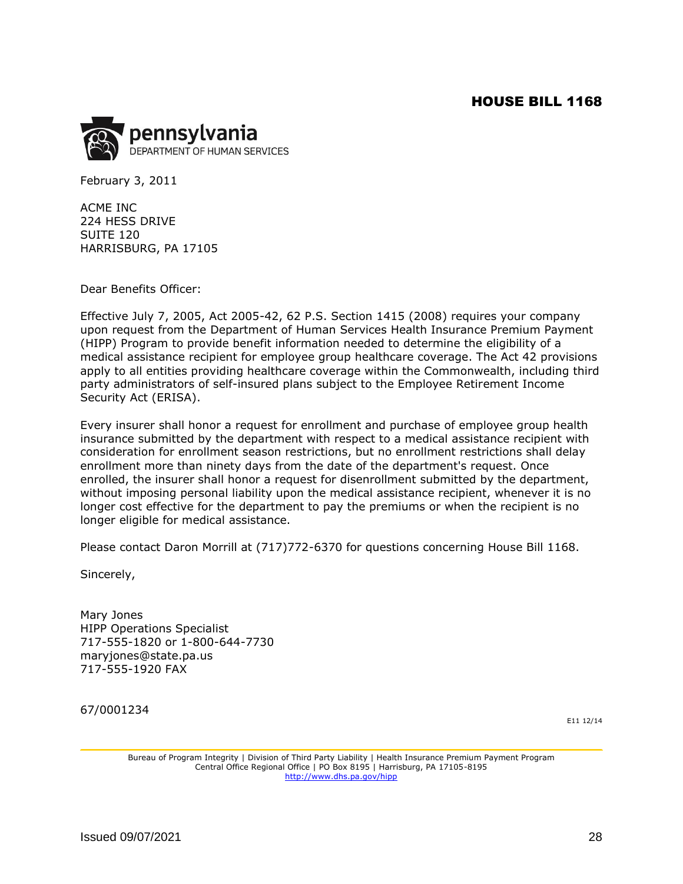# HOUSE BILL 1168

pennsylvania
DEPARTMENT OF HUMAN SERVICES

February 3, 2011

ACME INC
224 HESS DRIVE
SUITE 120
HARRISBURG, PA 17105

Dear Benefits Officer:

Effective July 7, 2005, Act 2005-42, 62 P.S. Section 1415 (2008) requires your company upon request from the Department of Human Services Health Insurance Premium Payment (HIPP) Program to provide benefit information needed to determine the eligibility of a medical assistance recipient for employee group healthcare coverage. The Act 42 provisions apply to all entities providing healthcare coverage within the Commonwealth, including third party administrators of self-insured plans subject to the Employee Retirement Income Security Act (ERISA).

Every insurer shall honor a request for enrollment and purchase of employee group health insurance submitted by the department with respect to a medical assistance recipient with consideration for enrollment season restrictions, but no enrollment restrictions shall delay enrollment more than ninety days from the date of the department's request. Once enrolled, the insurer shall honor a request for disenrollment submitted by the department, without imposing personal liability upon the medical assistance recipient, whenever it is no longer cost effective for the department to pay the premiums or when the recipient is no longer eligible for medical assistance.

Please contact Daron Morrill at (717)772-6370 for questions concerning House Bill 1168.

Sincerely,

Mary Jones
HIPP Operations Specialist
717-555-1820 or 1-800-644-7730
maryjones@state.pa.us
717-555-1920 FAX

67/0001234

E11 12/14

Bureau of Program Integrity | Division of Third Party Liability | Health Insurance Premium Payment Program
Central Office Regional Office | PO Box 8195 | Harrisburg, PA 17105-8195
http://www.dhs.pa.gov/hipp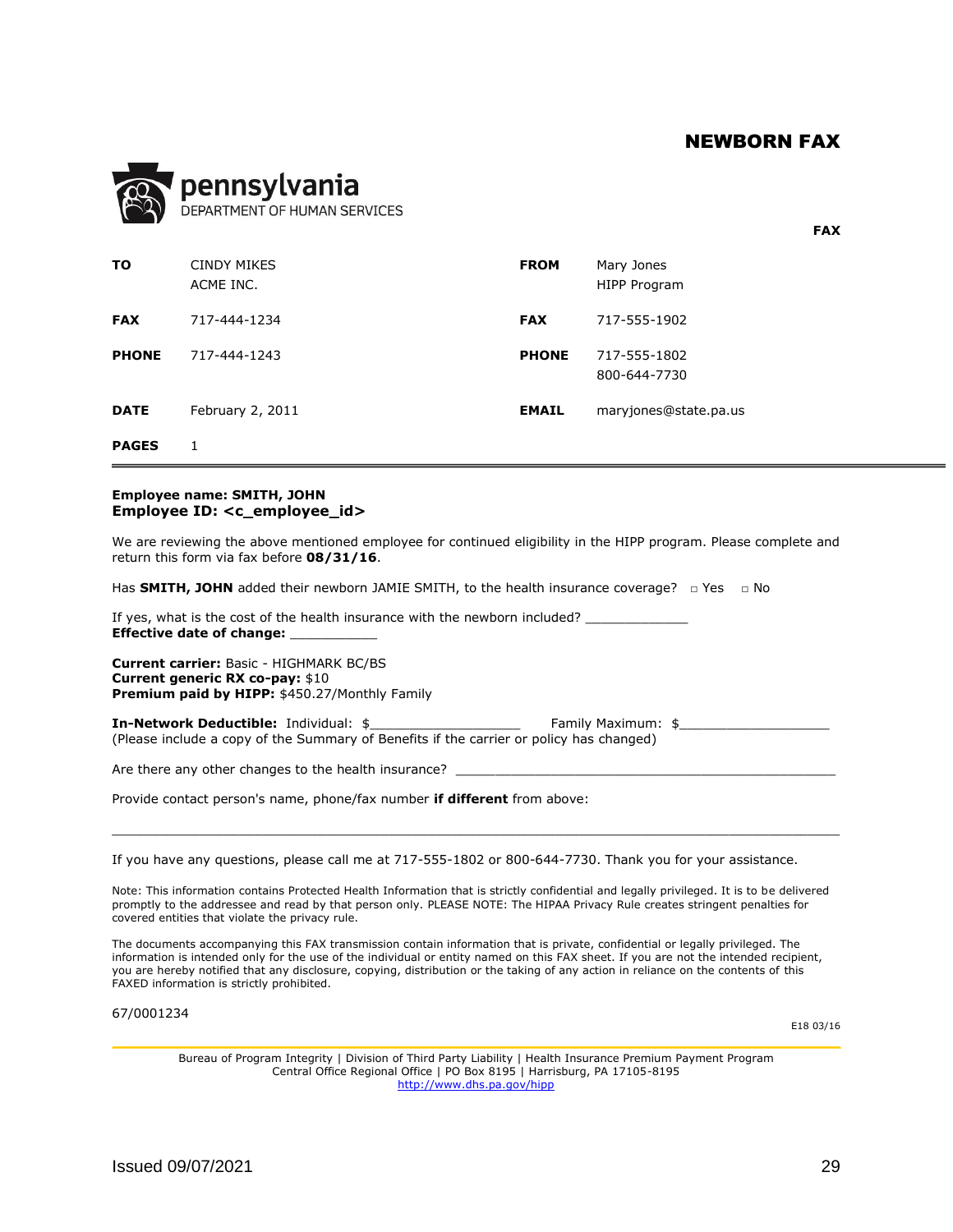# NEWBORN FAX

pennsylvania
DEPARTMENT OF HUMAN SERVICES

**FAX**

| | | | |
|---|---|---|---|
| **TO** | CINDY MIKES<br>ACME INC. | **FROM** | Mary Jones<br>HIPP Program |
| **FAX** | 717-444-1234 | **FAX** | 717-555-1902 |
| **PHONE** | 717-444-1243 | **PHONE** | 717-555-1802<br>800-644-7730 |
| **DATE** | February 2, 2011 | **EMAIL** | maryjones@state.pa.us |
| **PAGES** | 1 | | |

---

**Employee name: SMITH, JOHN**
**Employee ID: <c_employee_id>**

We are reviewing the above mentioned employee for continued eligibility in the HIPP program. Please complete and return this form via fax before **08/31/16**.

Has **SMITH, JOHN** added their newborn JAMIE SMITH, to the health insurance coverage? □ Yes □ No

If yes, what is the cost of the health insurance with the newborn included? _____________
**Effective date of change:** ___________

**Current carrier:** Basic - HIGHMARK BC/BS
**Current generic RX co-pay:** $10
**Premium paid by HIPP:** $450.27/Monthly Family

**In-Network Deductible:** Individual: $___________________ Family Maximum: $___________________
(Please include a copy of the Summary of Benefits if the carrier or policy has changed)

Are there any other changes to the health insurance? __________________________________________________

Provide contact person's name, phone/fax number **if different** from above:

_______________________________________________________________________________________

If you have any questions, please call me at 717-555-1802 or 800-644-7730. Thank you for your assistance.

Note: This information contains Protected Health Information that is strictly confidential and legally privileged. It is to be delivered promptly to the addressee and read by that person only. PLEASE NOTE: The HIPAA Privacy Rule creates stringent penalties for covered entities that violate the privacy rule.

The documents accompanying this FAX transmission contain information that is private, confidential or legally privileged. The information is intended only for the use of the individual or entity named on this FAX sheet. If you are not the intended recipient, you are hereby notified that any disclosure, copying, distribution or the taking of any action in reliance on the contents of this FAXED information is strictly prohibited.

67/0001234

E18 03/16

Bureau of Program Integrity | Division of Third Party Liability | Health Insurance Premium Payment Program
Central Office Regional Office | PO Box 8195 | Harrisburg, PA 17105-8195
http://www.dhs.pa.gov/hipp

Issued 09/07/2021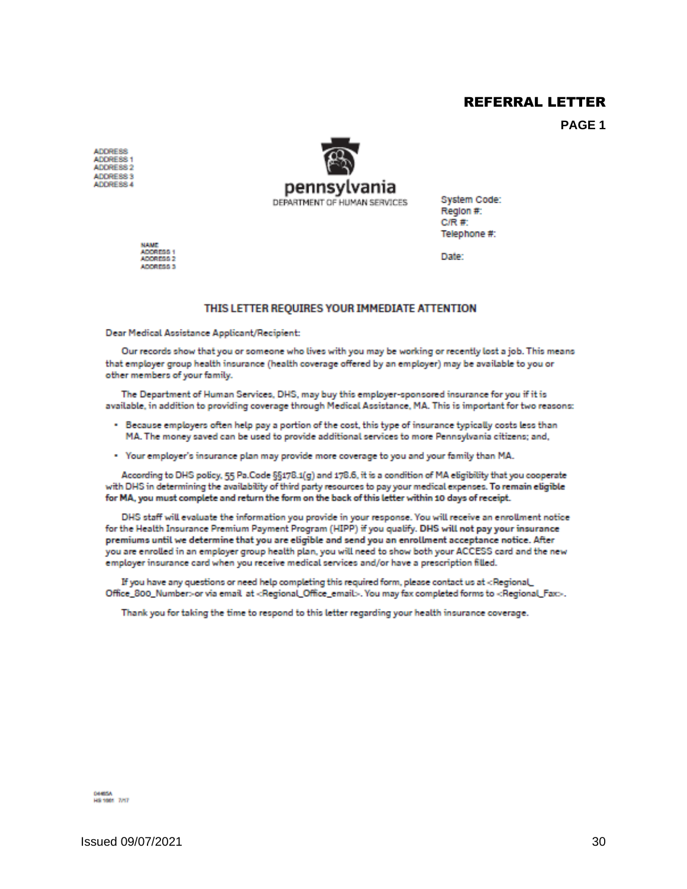# REFERRAL LETTER

**PAGE 1**

ADDRESS
ADDRESS 1
ADDRESS 2
ADDRESS 3
ADDRESS 4

pennsylvania
DEPARTMENT OF HUMAN SERVICES

System Code:
Region #:
C/R #:
Telephone #:

Date:

NAME
ADDRESS 1
ADDRESS 2
ADDRESS 3

**THIS LETTER REQUIRES YOUR IMMEDIATE ATTENTION**

Dear Medical Assistance Applicant/Recipient:

Our records show that you or someone who lives with you may be working or recently lost a job. This means that employer group health insurance (health coverage offered by an employer) may be available to you or other members of your family.

The Department of Human Services, DHS, may buy this employer-sponsored insurance for you if it is available, in addition to providing coverage through Medical Assistance, MA. This is important for two reasons:

- Because employers often help pay a portion of the cost, this type of insurance typically costs less than MA. The money saved can be used to provide additional services to more Pennsylvania citizens; and,
- Your employer's insurance plan may provide more coverage to you and your family than MA.

According to DHS policy, 55 Pa.Code §§178.1(g) and 178.6, it is a condition of MA eligibility that you cooperate with DHS in determining the availability of third party resources to pay your medical expenses. **To remain eligible for MA, you must complete and return the form on the back of this letter within 10 days of receipt.**

DHS staff will evaluate the information you provide in your response. You will receive an enrollment notice for the Health Insurance Premium Payment Program (HIPP) if you qualify. **DHS will not pay your insurance premiums until we determine that you are eligible and send you an enrollment acceptance notice.** After you are enrolled in an employer group health plan, you will need to show both your ACCESS card and the new employer insurance card when you receive medical services and/or have a prescription filled.

If you have any questions or need help completing this required form, please contact us at <Regional_Office_800_Number> or via email at <Regional_Office_email>. You may fax completed forms to <Regional_Fax>.

Thank you for taking the time to respond to this letter regarding your health insurance coverage.

D4465A
HS 1661 7/17

Issued 09/07/2021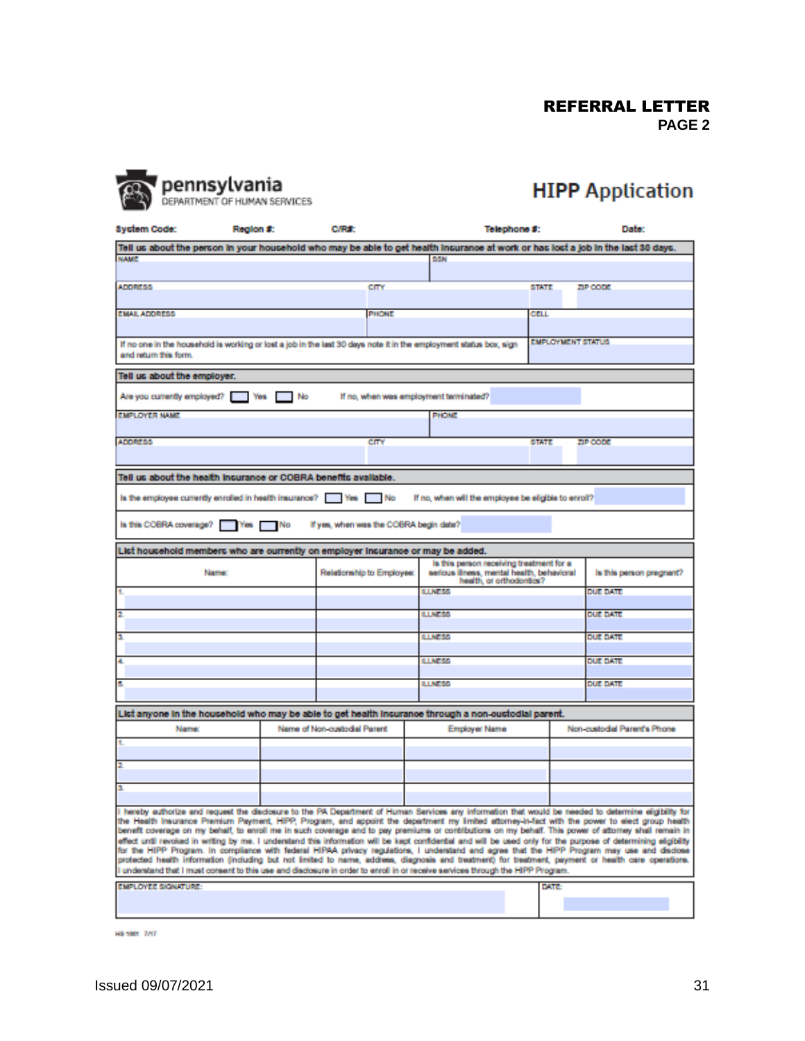# REFERRAL LETTER
**PAGE 2**

pennsylvania
DEPARTMENT OF HUMAN SERVICES

## HIPP Application

**System Code:** **Region #:** **C/R#:** **Telephone #:** **Date:**

**Tell us about the person in your household who may be able to get health insurance at work or has lost a job in the last 30 days.**

| NAME | | SSN | |
|---|---|---|---|
| ADDRESS | CITY | STATE | ZIP CODE |
| EMAIL ADDRESS | PHONE | CELL | |
| If no one in the household is working or lost a job in the last 30 days note it in the employment status box, sign and return this form. | | EMPLOYMENT STATUS | |

**Tell us about the employer.**

Are you currently employed? ☐ Yes ☐ No If no, when was employment terminated?

| EMPLOYER NAME | | PHONE | |
|---|---|---|---|
| ADDRESS | CITY | STATE | ZIP CODE |

**Tell us about the health insurance or COBRA benefits available.**

Is the employee currently enrolled in health insurance? ☐ Yes ☐ No If no, when will the employee be eligible to enroll?

Is this COBRA coverage? ☐ Yes ☐ No If yes, when was the COBRA begin date?

**List household members who are currently on employer insurance or may be added.**

| Name: | Relationship to Employee: | Is this person receiving treatment for a serious illness, mental health, behavioral health, or orthodontics? | Is this person pregnant? |
|---|---|---|---|
| 1. | | ILLNESS | DUE DATE |
| 2. | | ILLNESS | DUE DATE |
| 3. | | ILLNESS | DUE DATE |
| 4. | | ILLNESS | DUE DATE |
| 5. | | ILLNESS | DUE DATE |

**List anyone in the household who may be able to get health insurance through a non-custodial parent.**

| Name: | Name of Non-custodial Parent | Employer Name | Non-custodial Parent's Phone |
|---|---|---|---|
| 1. | | | |
| 2. | | | |
| 3. | | | |

I hereby authorize and request the disclosure to the PA Department of Human Services any information that would be needed to determine eligibility for the Health Insurance Premium Payment, HIPP, Program, and appoint the department my limited attorney-in-fact with the power to elect group health benefit coverage on my behalf, to enroll me in such coverage and to pay premiums or contributions on my behalf. This power of attorney shall remain in effect until revoked in writing by me. I understand this information will be kept confidential and will be used only for the purpose of determining eligibility for the HIPP Program. In compliance with federal HIPAA privacy regulations, I understand and agree that the HIPP Program may use and disclose protected health information (including but not limited to name, address, diagnosis and treatment) for treatment, payment or health care operations. I understand that I must consent to this use and disclosure in order to enroll in or receive services through the HIPP Program.

| EMPLOYEE SIGNATURE: | DATE: |
|---|---|
| | |

HS 1661 7/17

Issued 09/07/2021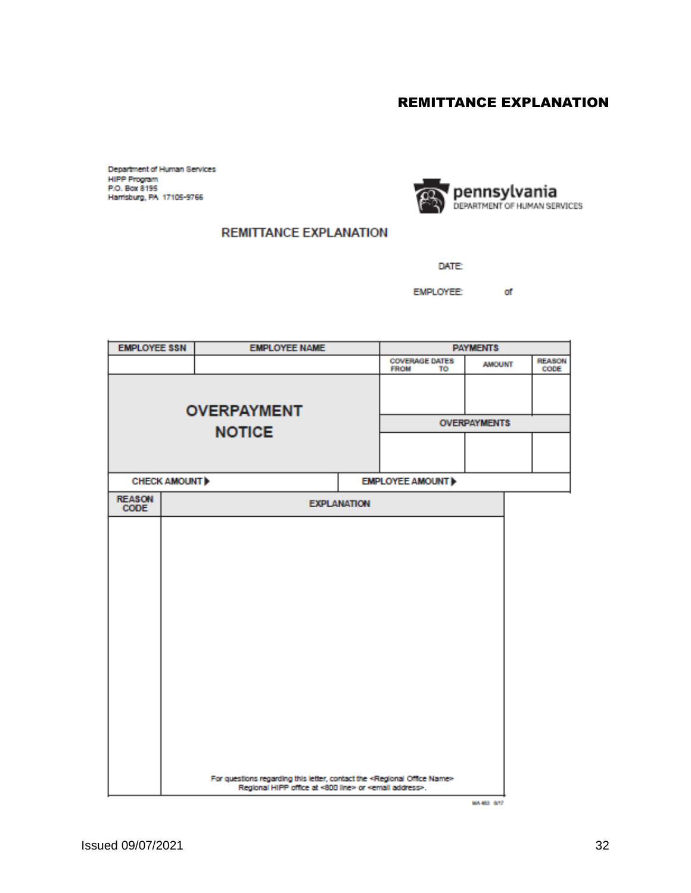## REMITTANCE EXPLANATION

Department of Human Services
HIPP Program
P.O. Box 8195
Harrisburg, PA 17105-9766

pennsylvania
DEPARTMENT OF HUMAN SERVICES

### REMITTANCE EXPLANATION

DATE:

EMPLOYEE: of

| EMPLOYEE SSN | EMPLOYEE NAME | PAYMENTS | | |
|---|---|---|---|---|
| | | COVERAGE DATES FROM TO | AMOUNT | REASON CODE |
| OVERPAYMENT NOTICE | | | | |
| | | OVERPAYMENTS | | |
| | | | | |
| CHECK AMOUNT ▶ | | EMPLOYEE AMOUNT ▶ | | |

| REASON CODE | EXPLANATION |
|---|---|
| | For questions regarding this letter, contact the <Regional Office Name> Regional HIPP office at <800 line> or <email address>. |

MA 403 8/17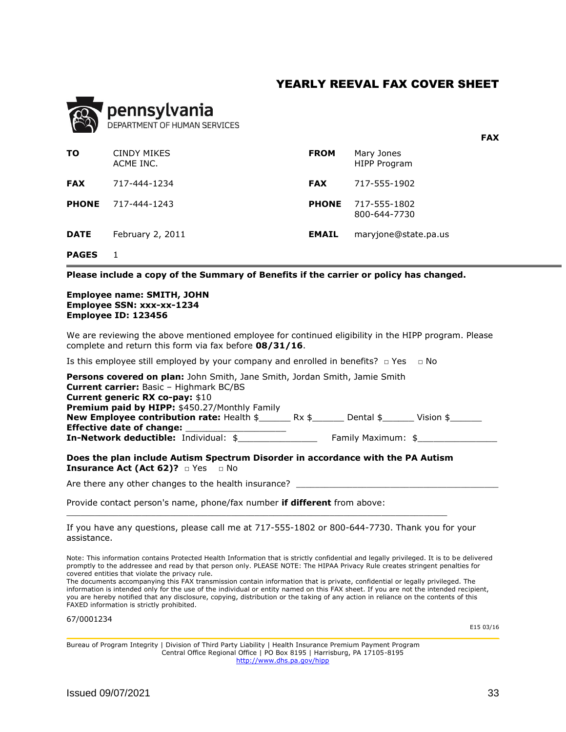# YEARLY REEVAL FAX COVER SHEET

pennsylvania
DEPARTMENT OF HUMAN SERVICES

**FAX**

| | | | |
|---|---|---|---|
| **TO** | CINDY MIKES<br>ACME INC. | **FROM** | Mary Jones<br>HIPP Program |
| **FAX** | 717-444-1234 | **FAX** | 717-555-1902 |
| **PHONE** | 717-444-1243 | **PHONE** | 717-555-1802<br>800-644-7730 |
| **DATE** | February 2, 2011 | **EMAIL** | maryjone@state.pa.us |
| **PAGES** | 1 | | |

**Please include a copy of the Summary of Benefits if the carrier or policy has changed.**

**Employee name: SMITH, JOHN**
**Employee SSN: xxx-xx-1234**
**Employee ID: 123456**

We are reviewing the above mentioned employee for continued eligibility in the HIPP program. Please complete and return this form via fax before **08/31/16**.

Is this employee still employed by your company and enrolled in benefits? □ Yes □ No

**Persons covered on plan:** John Smith, Jane Smith, Jordan Smith, Jamie Smith
**Current carrier:** Basic – Highmark BC/BS
**Current generic RX co-pay:** $10
**Premium paid by HIPP:** $450.27/Monthly Family
**New Employee contribution rate:** Health $______ Rx $______ Dental $______ Vision $______
**Effective date of change:** ___________________
**In-Network deductible:** Individual: $_______________ Family Maximum: $_______________

**Does the plan include Autism Spectrum Disorder in accordance with the PA Autism Insurance Act (Act 62)?** □ Yes □ No

Are there any other changes to the health insurance? ________________________________________

Provide contact person's name, phone/fax number **if different** from above:
___________________________________________________________________________

If you have any questions, please call me at 717-555-1802 or 800-644-7730. Thank you for your assistance.

Note: This information contains Protected Health Information that is strictly confidential and legally privileged. It is to be delivered promptly to the addressee and read by that person only. PLEASE NOTE: The HIPAA Privacy Rule creates stringent penalties for covered entities that violate the privacy rule.
The documents accompanying this FAX transmission contain information that is private, confidential or legally privileged. The information is intended only for the use of the individual or entity named on this FAX sheet. If you are not the intended recipient, you are hereby notified that any disclosure, copying, distribution or the taking of any action in reliance on the contents of this FAXED information is strictly prohibited.

67/0001234

E15 03/16

Bureau of Program Integrity | Division of Third Party Liability | Health Insurance Premium Payment Program
Central Office Regional Office | PO Box 8195 | Harrisburg, PA 17105-8195
http://www.dhs.pa.gov/hipp

Issued 09/07/2021